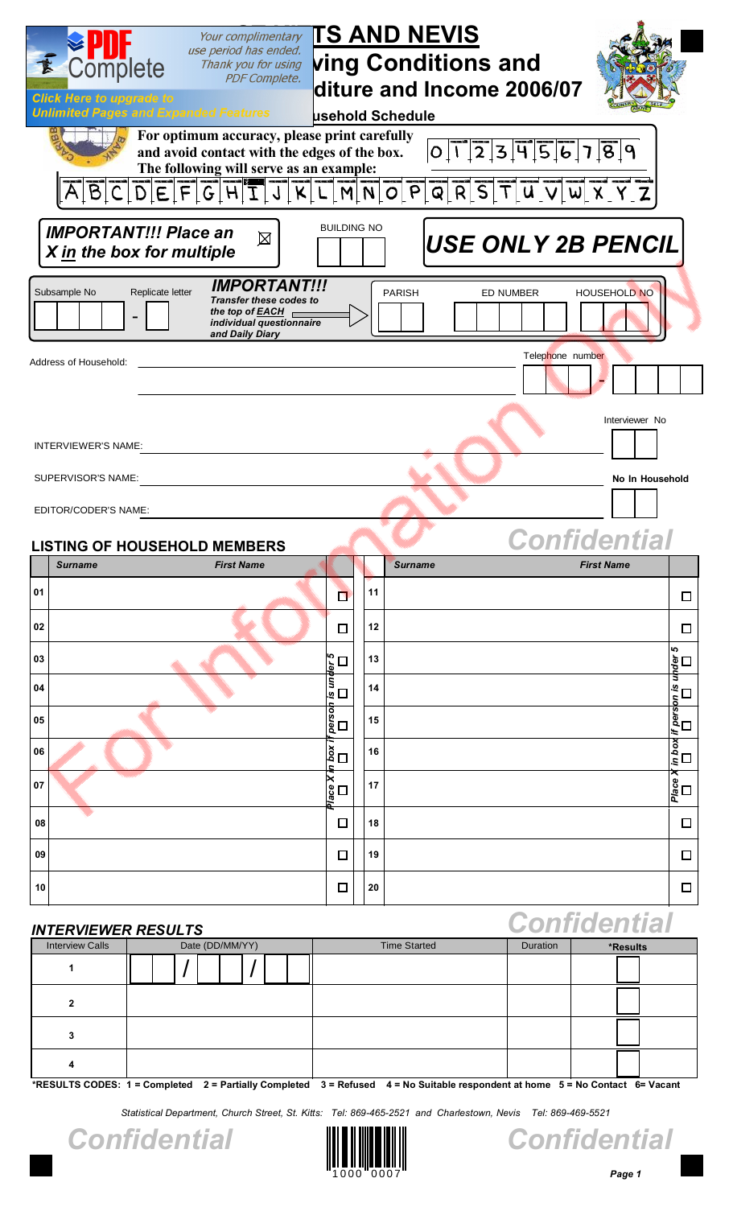# ST. KITTS AND NEVIS
## Survey of Living Conditions and Household Expenditure and Income 2006/07
### Household Schedule

For optimum accuracy, please print carefully and avoid contact with the edges of the box. The following will serve as an example:

0 1 2 3 4 5 6 7 8 9

A B C D E F G H I J K L M N O P Q R S T U V W X Y Z

***IMPORTANT!!! Place an X in the box for multiple*** ☒

BUILDING NO

***USE ONLY 2B PENCIL***

Subsample No | Replicate letter

***IMPORTANT!!!*** *Transfer these codes to the top of EACH individual questionnaire and Daily Diary*

PARISH | ED NUMBER | HOUSEHOLD NO

Address of Household: ______________________

Telephone number

INTERVIEWER'S NAME: ______________________ Interviewer No

SUPERVISOR'S NAME: ______________________ No In Household

EDITOR/CODER'S NAME: ______________________

For Information Only

## LISTING OF HOUSEHOLD MEMBERS

*Confidential*

| | *Surname* | *First Name* | Place X in box if person is under 5 | | *Surname* | *First Name* | Place X in box if person is under 5 |
|---|---|---|---|---|---|---|---|
| 01 | | | ☐ | 11 | | | ☐ |
| 02 | | | ☐ | 12 | | | ☐ |
| 03 | | | ☐ | 13 | | | ☐ |
| 04 | | | ☐ | 14 | | | ☐ |
| 05 | | | ☐ | 15 | | | ☐ |
| 06 | | | ☐ | 16 | | | ☐ |
| 07 | | | ☐ | 17 | | | ☐ |
| 08 | | | ☐ | 18 | | | ☐ |
| 09 | | | ☐ | 19 | | | ☐ |
| 10 | | | ☐ | 20 | | | ☐ |

## INTERVIEWER RESULTS

*Confidential*

| Interview Calls | Date (DD/MM/YY) | Time Started | Duration | *Results |
|---|---|---|---|---|
| 1 | / / | | | |
| 2 | | | | |
| 3 | | | | |
| 4 | | | | |

**\*RESULTS CODES: 1 = Completed 2 = Partially Completed 3 = Refused 4 = No Suitable respondent at home 5 = No Contact 6= Vacant**

*Statistical Department, Church Street, St. Kitts: Tel: 869-465-2521 and Charlestown, Nevis Tel: 869-469-5521*

*Confidential* | 1000 0007 | *Confidential*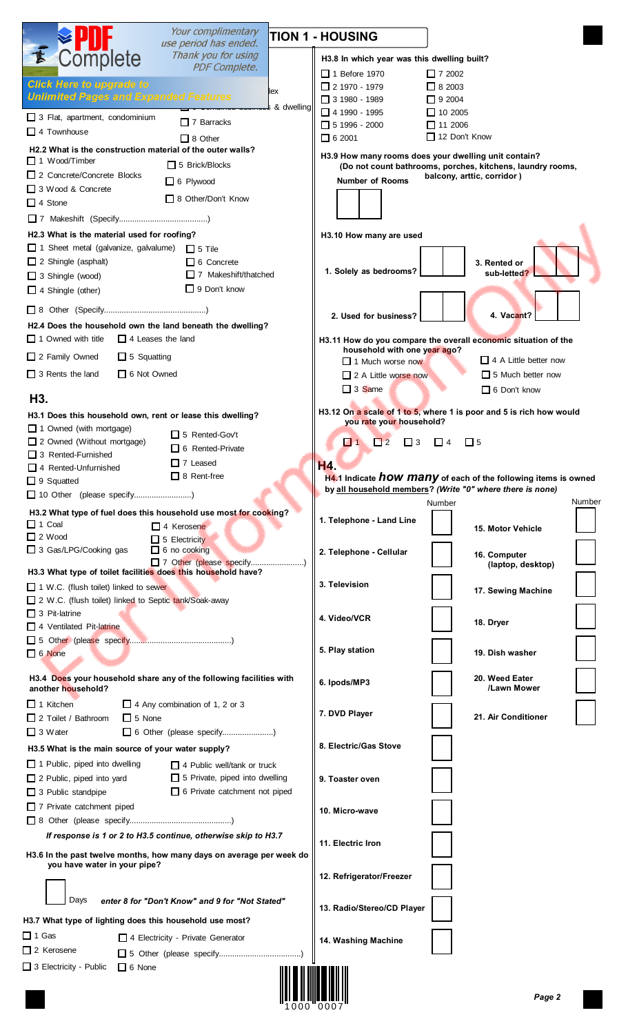## SECTION 1 - HOUSING

3 Flat, apartment, condominium
4 Townhouse
7 Barracks
8 Other

**H2.2 What is the construction material of the outer walls?**
- 1 Wood/Timber
- 2 Concrete/Concrete Blocks
- 3 Wood & Concrete
- 4 Stone
- 5 Brick/Blocks
- 6 Plywood
- 8 Other/Don't Know
- 7 Makeshift (Specify.......................................)

**H2.3 What is the material used for roofing?**
- 1 Sheet metal (galvanize, galvalume)
- 2 Shingle (asphalt)
- 3 Shingle (wood)
- 4 Shingle (other)
- 5 Tile
- 6 Concrete
- 7 Makeshift/thatched
- 9 Don't know
- 8 Other (Specify.............................................)

**H2.4 Does the household own the land beneath the dwelling?**
- 1 Owned with title
- 2 Family Owned
- 3 Rents the land
- 4 Leases the land
- 5 Squatting
- 6 Not Owned

## H3.

**H3.1 Does this household own, rent or lease this dwelling?**
- 1 Owned (with mortgage)
- 2 Owned (Without mortgage)
- 3 Rented-Furnished
- 4 Rented-Unfurnished
- 5 Rented-Gov't
- 6 Rented-Private
- 7 Leased
- 8 Rent-free
- 9 Squatted
- 10 Other (please specify..........................)

**H3.2 What type of fuel does this household use most for cooking?**
- 1 Coal
- 2 Wood
- 3 Gas/LPG/Cooking gas
- 4 Kerosene
- 5 Electricity
- 6 no cooking
- 7 Other (please specify........................)

**H3.3 What type of toilet facilities does this household have?**
- 1 W.C. (flush toilet) linked to sewer
- 2 W.C. (flush toilet) linked to Septic tank/Soak-away
- 3 Pit-latrine
- 4 Ventilated Pit-latrine
- 5 Other (please specify.............................................)
- 6 None

**H3.4 Does your household share any of the following facilities with another household?**
- 1 Kitchen
- 2 Toilet / Bathroom
- 3 Water
- 4 Any combination of 1, 2 or 3
- 5 None
- 6 Other (please specify.......................)

**H3.5 What is the main source of your water supply?**
- 1 Public, piped into dwelling
- 2 Public, piped into yard
- 3 Public standpipe
- 4 Public well/tank or truck
- 5 Private, piped into dwelling
- 6 Private catchment not piped
- 7 Private catchment piped
- 8 Other (please specify.............................................)

*If response is 1 or 2 to H3.5 continue, otherwise skip to H3.7*

**H3.6 In the past twelve months, how many days on average per week do you have water in your pipe?**

Days ___ *enter 8 for "Don't Know" and 9 for "Not Stated"*

**H3.7 What type of lighting does this household use most?**
- 1 Gas
- 2 Kerosene
- 3 Electricity - Public
- 4 Electricity - Private Generator
- 5 Other (please specify....................................)
- 6 None

**H3.8 In which year was this dwelling built?**
- 1 Before 1970
- 2 1970 - 1979
- 3 1980 - 1989
- 4 1990 - 1995
- 5 1996 - 2000
- 6 2001
- 7 2002
- 8 2003
- 9 2004
- 10 2005
- 11 2006
- 12 Don't Know

**H3.9 How many rooms does your dwelling unit contain?** (Do not count bathrooms, porches, kitchens, laundry rooms, balcony, arttic, corridor )

Number of Rooms ___

**H3.10 How many are used**

1. Solely as bedrooms? ___
2. Used for business? ___
3. Rented or sub-letted? ___
4. Vacant? ___

**H3.11 How do you compare the overall economic situation of the household with one year ago?**
- 1 Much worse now
- 2 A Little worse now
- 3 Same
- 4 A Little better now
- 5 Much better now
- 6 Don't know

**H3.12 On a scale of 1 to 5, where 1 is poor and 5 is rich how would you rate your household?**

1 2 3 4 5

## H4.

**H4.1 Indicate *how many* of each of the following items is owned by all household members?** *(Write "0" where there is none)*

| Item | Number | Item | Number |
|---|---|---|---|
| 1. Telephone - Land Line | | 15. Motor Vehicle | |
| 2. Telephone - Cellular | | 16. Computer (laptop, desktop) | |
| 3. Television | | 17. Sewing Machine | |
| 4. Video/VCR | | 18. Dryer | |
| 5. Play station | | 19. Dish washer | |
| 6. Ipods/MP3 | | 20. Weed Eater /Lawn Mower | |
| 7. DVD Player | | 21. Air Conditioner | |
| 8. Electric/Gas Stove | | | |
| 9. Toaster oven | | | |
| 10. Micro-wave | | | |
| 11. Electric Iron | | | |
| 12. Refrigerator/Freezer | | | |
| 13. Radio/Stereo/CD Player | | | |
| 14. Washing Machine | | | |

1000 0007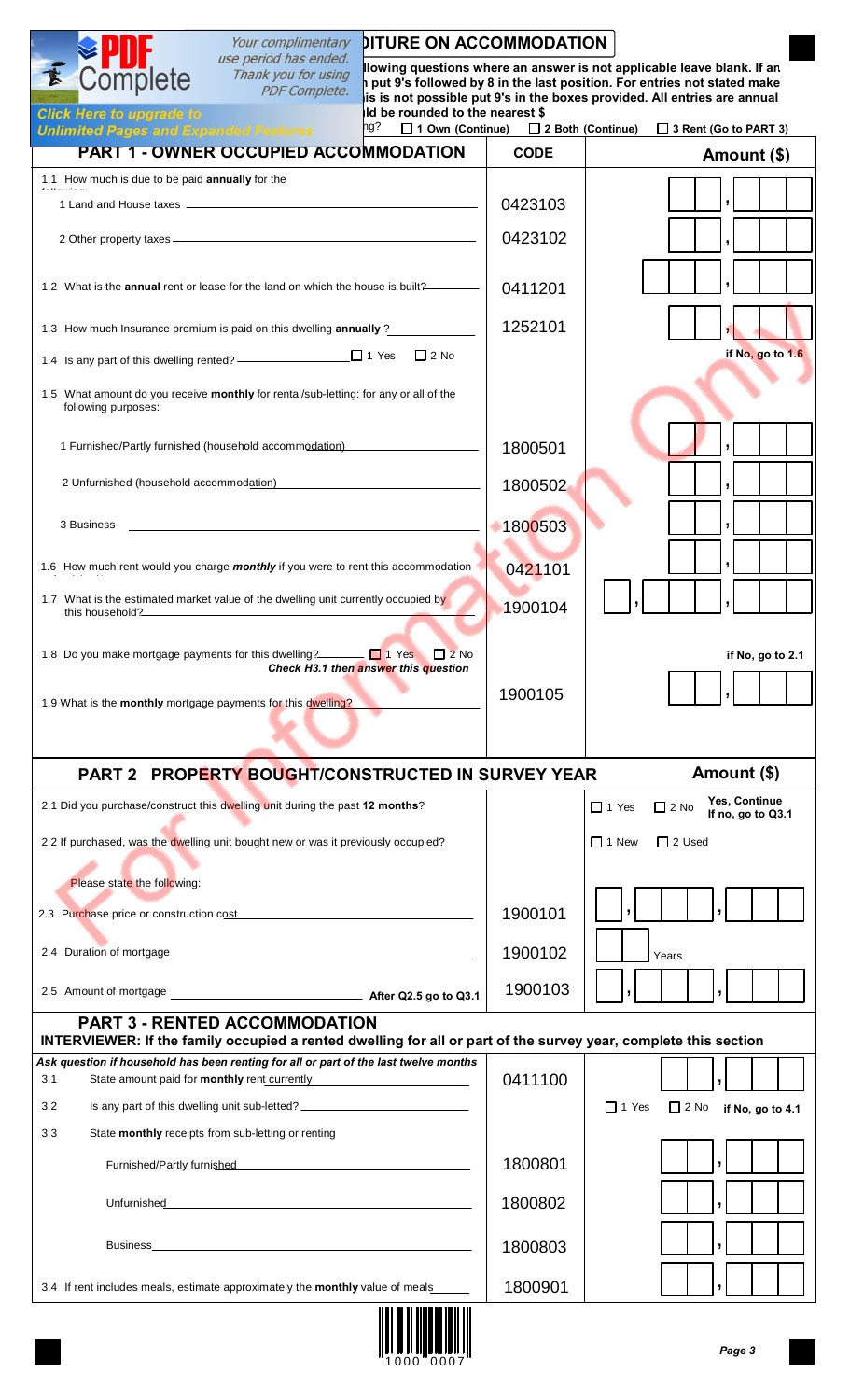**...DITURE ON ACCOMMODATION**

...llowing questions where an answer is not applicable leave blank. If an ... put 9's followed by 8 in the last position. For entries not stated make ...is is not possible put 9's in the boxes provided. All entries are annual ...ld be rounded to the nearest $

...ng? ☐ 1 Own (Continue) ☐ 2 Both (Continue) ☐ 3 Rent (Go to PART 3)

| PART 1 - OWNER OCCUPIED ACCOMMODATION | CODE | Amount ($) |
|---|---|---|
| 1.1 How much is due to be paid **annually** for the following: | | |
| 1 Land and House taxes | 0423103 | , |
| 2 Other property taxes | 0423102 | , |
| 1.2 What is the **annual** rent or lease for the land on which the house is built? | 0411201 | , |
| 1.3 How much Insurance premium is paid on this dwelling **annually** ? | 1252101 | , |
| 1.4 Is any part of this dwelling rented? ☐ 1 Yes ☐ 2 No | | if No, go to 1.6 |
| 1.5 What amount do you receive **monthly** for rental/sub-letting: for any or all of the following purposes: | | |
| 1 Furnished/Partly furnished (household accommodation) | 1800501 | , |
| 2 Unfurnished (household accommodation) | 1800502 | , |
| 3 Business | 1800503 | , |
| 1.6 How much rent would you charge ***monthly*** if you were to rent this accommodation | 0421101 | , |
| 1.7 What is the estimated market value of the dwelling unit currently occupied by this household? | 1900104 | , , |
| 1.8 Do you make mortgage payments for this dwelling? ☐ 1 Yes ☐ 2 No ***Check H3.1 then answer this question*** | | if No, go to 2.1 |
| 1.9 What is the **monthly** mortgage payments for this dwelling? | 1900105 | , |

| PART 2 PROPERTY BOUGHT/CONSTRUCTED IN SURVEY YEAR | | Amount ($) |
|---|---|---|
| 2.1 Did you purchase/construct this dwelling unit during the past **12 months**? | | ☐ 1 Yes ☐ 2 No Yes, Continue If no, go to Q3.1 |
| 2.2 If purchased, was the dwelling unit bought new or was it previously occupied? | | ☐ 1 New ☐ 2 Used |
| Please state the following: | | |
| 2.3 Purchase price or construction cost | 1900101 | , , |
| 2.4 Duration of mortgage | 1900102 | Years |
| 2.5 Amount of mortgage **After Q2.5 go to Q3.1** | 1900103 | , , |

**PART 3 - RENTED ACCOMMODATION**

**INTERVIEWER: If the family occupied a rented dwelling for all or part of the survey year, complete this section**

| ***Ask question if household has been renting for all or part of the last twelve months*** | | |
|---|---|---|
| 3.1 State amount paid for **monthly** rent currently | 0411100 | , |
| 3.2 Is any part of this dwelling unit sub-letted? | | ☐ 1 Yes ☐ 2 No if No, go to 4.1 |
| 3.3 State **monthly** receipts from sub-letting or renting | | |
| Furnished/Partly furnished | 1800801 | , |
| Unfurnished | 1800802 | , |
| Business | 1800803 | , |
| 3.4 If rent includes meals, estimate approximately the **monthly** value of meals | 1800901 | , |

1000 0007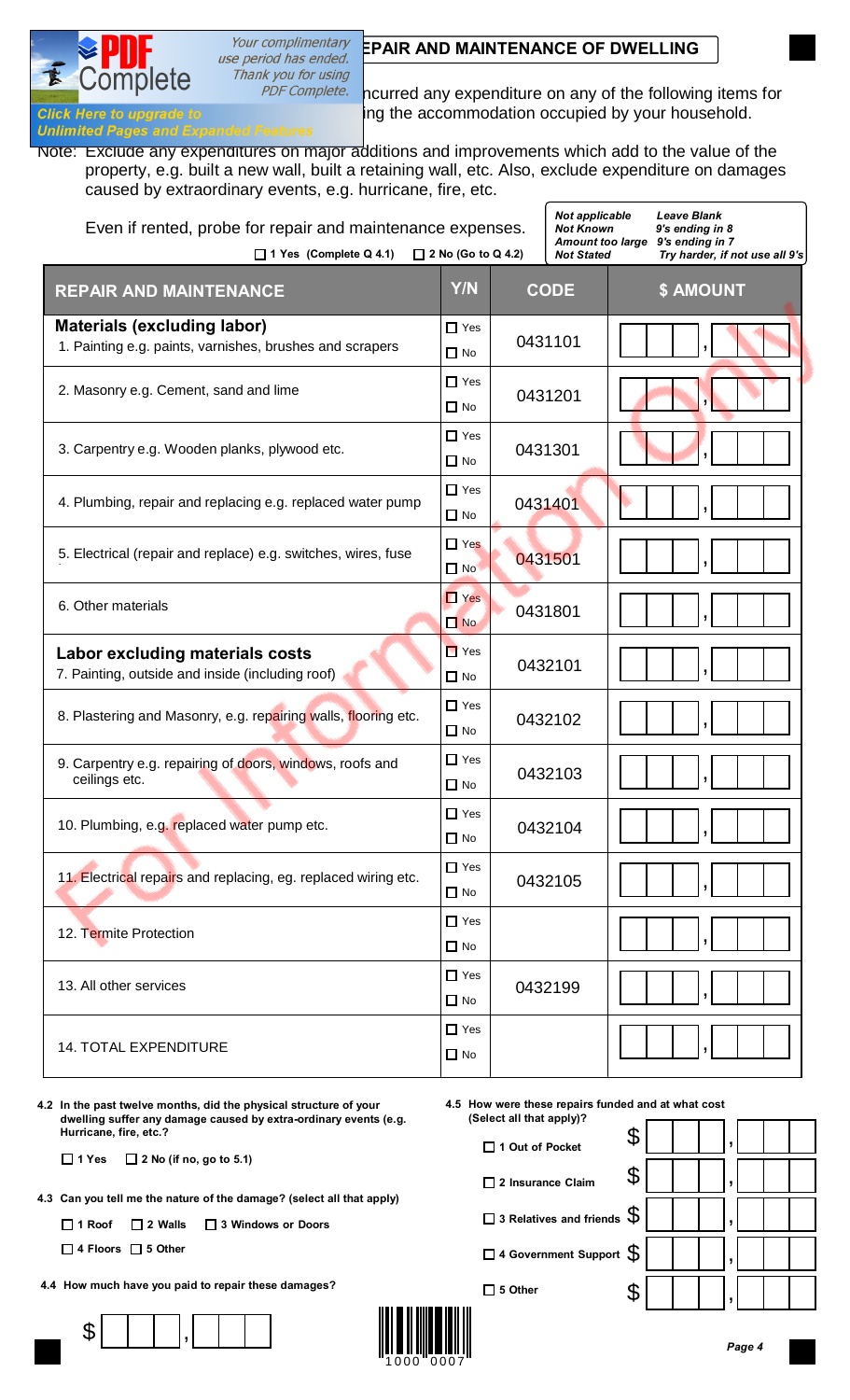## REPAIR AND MAINTENANCE OF DWELLING

...ncurred any expenditure on any of the following items for ...ing the accommodation occupied by your household.

Note: Exclude any expenditures on major additions and improvements which add to the value of the property, e.g. built a new wall, built a retaining wall, etc. Also, exclude expenditure on damages caused by extraordinary events, e.g. hurricane, fire, etc.

Even if rented, probe for repair and maintenance expenses.

☐ 1 Yes (Complete Q 4.1) ☐ 2 No (Go to Q 4.2)

| | |
|---|---|
| *Not applicable* | *Leave Blank* |
| *Not Known* | *9's ending in 8* |
| *Amount too large* | *9's ending in 7* |
| *Not Stated* | *Try harder, if not use all 9's* |

| REPAIR AND MAINTENANCE | Y/N | CODE | $ AMOUNT |
|---|---|---|---|
| **Materials (excluding labor)** 1. Painting e.g. paints, varnishes, brushes and scrapers | ☐ Yes ☐ No | 0431101 | ,   |
| 2. Masonry e.g. Cement, sand and lime | ☐ Yes ☐ No | 0431201 | ,   |
| 3. Carpentry e.g. Wooden planks, plywood etc. | ☐ Yes ☐ No | 0431301 | ,   |
| 4. Plumbing, repair and replacing e.g. replaced water pump | ☐ Yes ☐ No | 0431401 | ,   |
| 5. Electrical (repair and replace) e.g. switches, wires, fuse | ☐ Yes ☐ No | 0431501 | ,   |
| 6. Other materials | ☐ Yes ☐ No | 0431801 | ,   |
| **Labor excluding materials costs** 7. Painting, outside and inside (including roof) | ☐ Yes ☐ No | 0432101 | ,   |
| 8. Plastering and Masonry, e.g. repairing walls, flooring etc. | ☐ Yes ☐ No | 0432102 | ,   |
| 9. Carpentry e.g. repairing of doors, windows, roofs and ceilings etc. | ☐ Yes ☐ No | 0432103 | ,   |
| 10. Plumbing, e.g. replaced water pump etc. | ☐ Yes ☐ No | 0432104 | ,   |
| 11. Electrical repairs and replacing, eg. replaced wiring etc. | ☐ Yes ☐ No | 0432105 | ,   |
| 12. Termite Protection | ☐ Yes ☐ No | | ,   |
| 13. All other services | ☐ Yes ☐ No | 0432199 | ,   |
| 14. TOTAL EXPENDITURE | ☐ Yes ☐ No | | ,   |

**4.2 In the past twelve months, did the physical structure of your dwelling suffer any damage caused by extra-ordinary events (e.g. Hurricane, fire, etc.?**

☐ **1 Yes** ☐ **2 No (if no, go to 5.1)**

**4.3 Can you tell me the nature of the damage? (select all that apply)**

☐ **1 Roof** ☐ **2 Walls** ☐ **3 Windows or Doors**

☐ **4 Floors** ☐ **5 Other**

**4.4 How much have you paid to repair these damages?**

$ ______ , ______

**4.5 How were these repairs funded and at what cost (Select all that apply)?**

| | |
|---|---|
| ☐ **1 Out of Pocket** | $ ______ , ______ |
| ☐ **2 Insurance Claim** | $ ______ , ______ |
| ☐ **3 Relatives and friends** | $ ______ , ______ |
| ☐ **4 Government Support** | $ ______ , ______ |
| ☐ **5 Other** | $ ______ , ______ |

1000 0007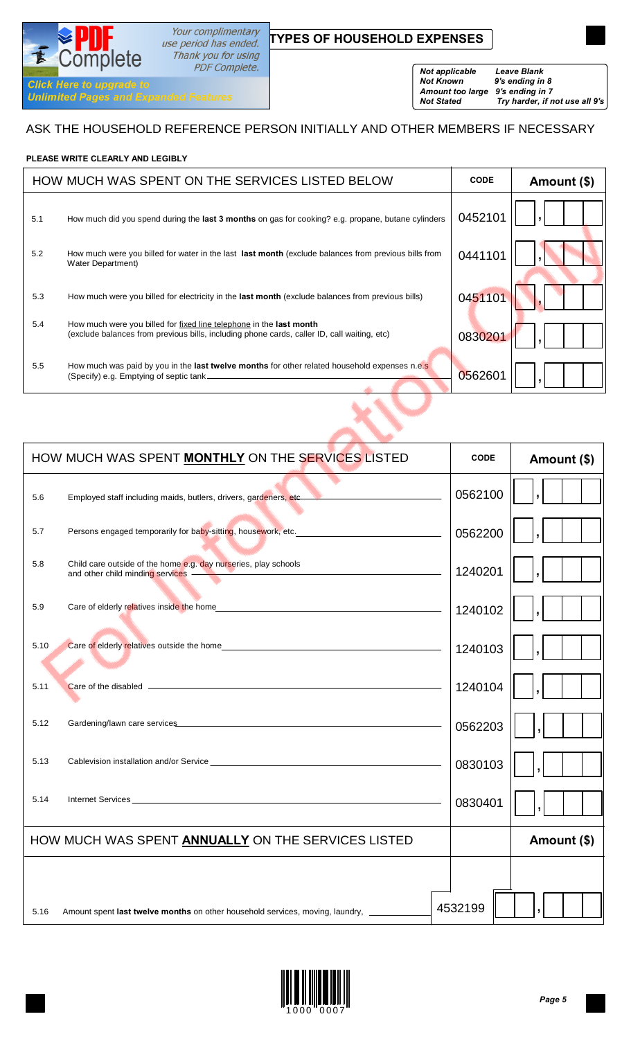# TYPES OF HOUSEHOLD EXPENSES

| | |
|---|---|
| *Not applicable* | *Leave Blank* |
| *Not Known* | *9's ending in 8* |
| *Amount too large* | *9's ending in 7* |
| *Not Stated* | *Try harder, if not use all 9's* |

ASK THE HOUSEHOLD REFERENCE PERSON INITIALLY AND OTHER MEMBERS IF NECESSARY

**PLEASE WRITE CLEARLY AND LEGIBLY**

| | HOW MUCH WAS SPENT ON THE SERVICES LISTED BELOW | CODE | Amount ($) |
|---|---|---|---|
| 5.1 | How much did you spend during the **last 3 months** on gas for cooking? e.g. propane, butane cylinders | 0452101 | , |
| 5.2 | How much were you billed for water in the last **last month** (exclude balances from previous bills from Water Department) | 0441101 | , |
| 5.3 | How much were you billed for electricity in the **last month** (exclude balances from previous bills) | 0451101 | , |
| 5.4 | How much were you billed for fixed line telephone in the **last month** (exclude balances from previous bills, including phone cards, caller ID, call waiting, etc) | 0830201 | , |
| 5.5 | How much was paid by you in the **last twelve months** for other related household expenses n.e.s (Specify) e.g. Emptying of septic tank\_\_\_\_\_\_\_\_ | 0562601 | , |

| | HOW MUCH WAS SPENT **MONTHLY** ON THE SERVICES LISTED | CODE | Amount ($) |
|---|---|---|---|
| 5.6 | Employed staff including maids, butlers, drivers, gardeners, etc | 0562100 | , |
| 5.7 | Persons engaged temporarily for baby-sitting, housework, etc. | 0562200 | , |
| 5.8 | Child care outside of the home e.g. day nurseries, play schools and other child minding services | 1240201 | , |
| 5.9 | Care of elderly relatives inside the home | 1240102 | , |
| 5.10 | Care of elderly relatives outside the home | 1240103 | , |
| 5.11 | Care of the disabled | 1240104 | , |
| 5.12 | Gardening/lawn care services | 0562203 | , |
| 5.13 | Cablevision installation and/or Service | 0830103 | , |
| 5.14 | Internet Services | 0830401 | , |

| | HOW MUCH WAS SPENT **ANNUALLY** ON THE SERVICES LISTED | CODE | Amount ($) |
|---|---|---|---|
| 5.16 | Amount spent **last twelve months** on other household services, moving, laundry, | 4532199 | , |

1000 0007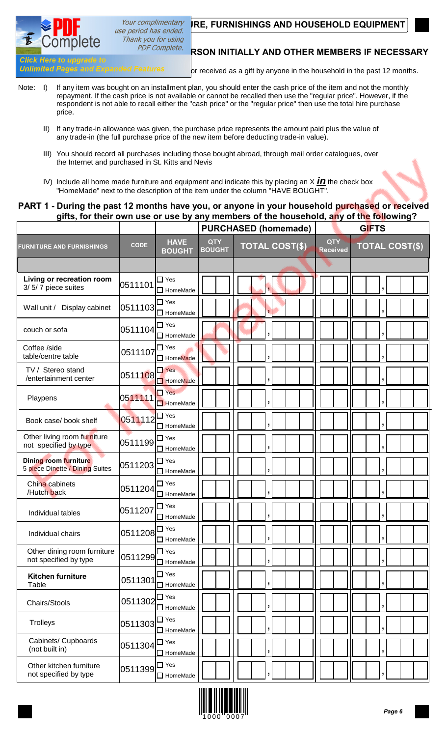## ...RE, FURNISHINGS AND HOUSEHOLD EQUIPMENT

### ...RSON INITIALLY AND OTHER MEMBERS IF NECESSARY

...or received as a gift by anyone in the household in the past 12 months.

Note:

I) If any item was bought on an installment plan, you should enter the cash price of the item and not the monthly repayment. If the cash price is not available or cannot be recalled then use the "regular price". However, if the respondent is not able to recall either the "cash price" or the "regular price" then use the total hire purchase price.

II) If any trade-in allowance was given, the purchase price represents the amount paid plus the value of any trade-in (the full purchase price of the new item before deducting trade-in value).

III) You should record all purchases including those bought abroad, through mail order catalogues, over the Internet and purchased in St. Kitts and Nevis

IV) Include all home made furniture and equipment and indicate this by placing an X ***in*** the check box "HomeMade" next to the description of the item under the column "HAVE BOUGHT".

### PART 1 - During the past 12 months have you, or anyone in your household purchased or received gifts, for their own use or use by any members of the household, any of the following?

| | | | PURCHASED (homemade) | | GIFTS | |
|---|---|---|---|---|---|---|
| **FURNITURE AND FURNISHINGS** | **CODE** | **HAVE BOUGHT** | **QTY BOUGHT** | **TOTAL COST($)** | **QTY Received** | **TOTAL COST($)** |
| **Living or recreation room** 3/ 5/ 7 piece suites | 0511101 | ☐ Yes ☐ HomeMade | | , | | , |
| Wall unit / Display cabinet | 0511103 | ☐ Yes ☐ HomeMade | | , | | , |
| couch or sofa | 0511104 | ☐ Yes ☐ HomeMade | | , | | , |
| Coffee /side table/centre table | 0511107 | ☐ Yes ☐ HomeMade | | , | | , |
| TV / Stereo stand /entertainment center | 0511108 | ☐ Yes ☐ HomeMade | | , | | , |
| Playpens | 0511111 | ☐ Yes ☐ HomeMade | | , | | , |
| Book case/ book shelf | 0511112 | ☐ Yes ☐ HomeMade | | , | | , |
| Other living room furniture not specified by type | 0511199 | ☐ Yes ☐ HomeMade | | , | | , |
| **Dining room furniture** 5 piece Dinette / Dining Suites | 0511203 | ☐ Yes ☐ HomeMade | | , | | , |
| China cabinets /Hutch back | 0511204 | ☐ Yes ☐ HomeMade | | , | | , |
| Individual tables | 0511207 | ☐ Yes ☐ HomeMade | | , | | , |
| Individual chairs | 0511208 | ☐ Yes ☐ HomeMade | | , | | , |
| Other dining room furniture not specified by type | 0511299 | ☐ Yes ☐ HomeMade | | , | | , |
| **Kitchen furniture** Table | 0511301 | ☐ Yes ☐ HomeMade | | , | | , |
| Chairs/Stools | 0511302 | ☐ Yes ☐ HomeMade | | , | | , |
| Trolleys | 0511303 | ☐ Yes ☐ HomeMade | | , | | , |
| Cabinets/ Cupboards (not built in) | 0511304 | ☐ Yes ☐ HomeMade | | , | | , |
| Other kitchen furniture not specified by type | 0511399 | ☐ Yes ☐ HomeMade | | , | | , |

1000 0007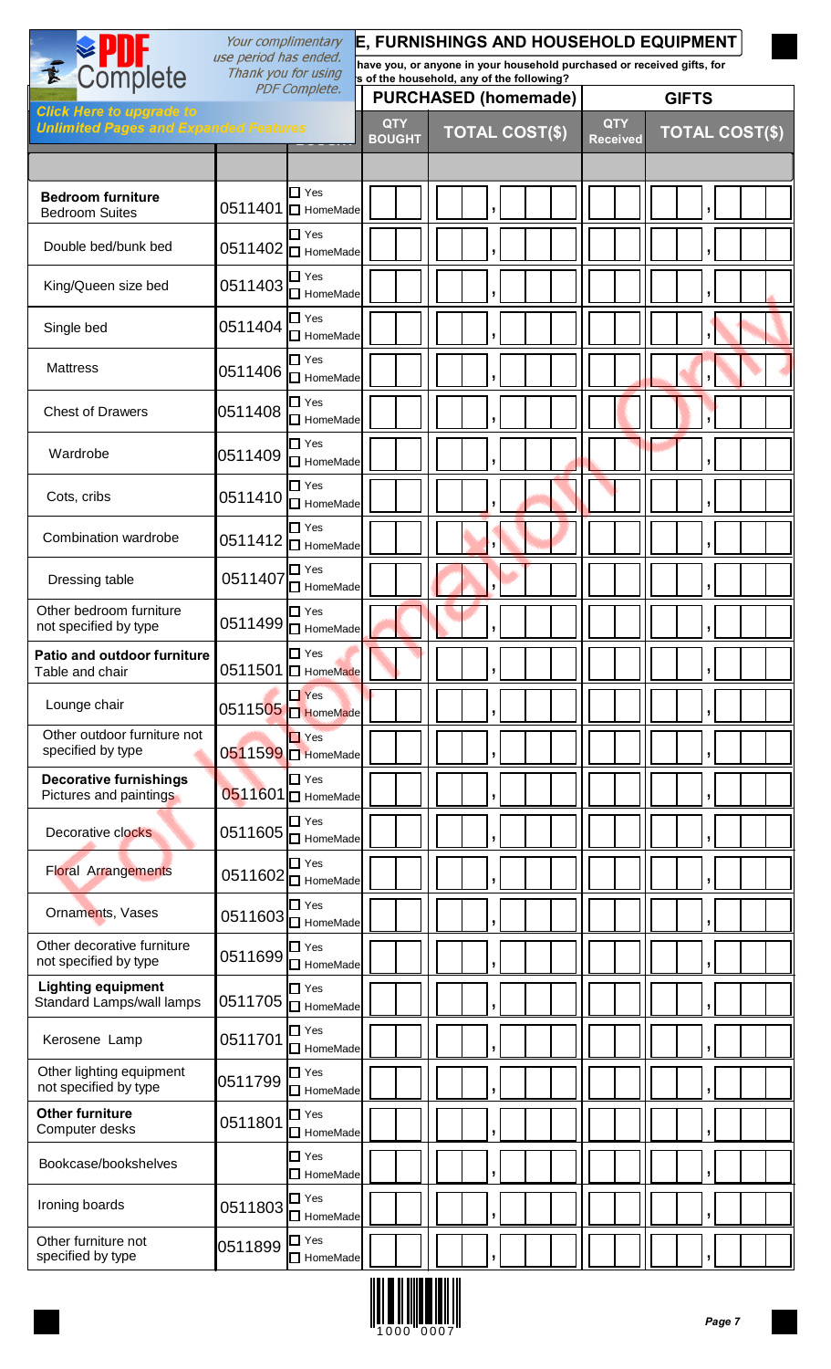## E, FURNISHINGS AND HOUSEHOLD EQUIPMENT

have you, or anyone in your household purchased or received gifts, for s of the household, any of the following?

| | | | PURCHASED (homemade) | | GIFTS | |
|---|---|---|---|---|---|---|
| | | | QTY BOUGHT | TOTAL COST($) | QTY Received | TOTAL COST($) |
| **Bedroom furniture** Bedroom Suites | 0511401 | ☐ Yes ☐ HomeMade | | , | | , |
| Double bed/bunk bed | 0511402 | ☐ Yes ☐ HomeMade | | , | | , |
| King/Queen size bed | 0511403 | ☐ Yes ☐ HomeMade | | , | | , |
| Single bed | 0511404 | ☐ Yes ☐ HomeMade | | , | | , |
| Mattress | 0511406 | ☐ Yes ☐ HomeMade | | , | | , |
| Chest of Drawers | 0511408 | ☐ Yes ☐ HomeMade | | , | | , |
| Wardrobe | 0511409 | ☐ Yes ☐ HomeMade | | , | | , |
| Cots, cribs | 0511410 | ☐ Yes ☐ HomeMade | | , | | , |
| Combination wardrobe | 0511412 | ☐ Yes ☐ HomeMade | | , | | , |
| Dressing table | 0511407 | ☐ Yes ☐ HomeMade | | , | | , |
| Other bedroom furniture not specified by type | 0511499 | ☐ Yes ☐ HomeMade | | , | | , |
| **Patio and outdoor furniture** Table and chair | 0511501 | ☐ Yes ☐ HomeMade | | , | | , |
| Lounge chair | 0511505 | ☐ Yes ☐ HomeMade | | , | | , |
| Other outdoor furniture not specified by type | 0511599 | ☐ Yes ☐ HomeMade | | , | | , |
| **Decorative furnishings** Pictures and paintings | 0511601 | ☐ Yes ☐ HomeMade | | , | | , |
| Decorative clocks | 0511605 | ☐ Yes ☐ HomeMade | | , | | , |
| Floral Arrangements | 0511602 | ☐ Yes ☐ HomeMade | | , | | , |
| Ornaments, Vases | 0511603 | ☐ Yes ☐ HomeMade | | , | | , |
| Other decorative furniture not specified by type | 0511699 | ☐ Yes ☐ HomeMade | | , | | , |
| **Lighting equipment** Standard Lamps/wall lamps | 0511705 | ☐ Yes ☐ HomeMade | | , | | , |
| Kerosene Lamp | 0511701 | ☐ Yes ☐ HomeMade | | , | | , |
| Other lighting equipment not specified by type | 0511799 | ☐ Yes ☐ HomeMade | | , | | , |
| **Other furniture** Computer desks | 0511801 | ☐ Yes ☐ HomeMade | | , | | , |
| Bookcase/bookshelves | | ☐ Yes ☐ HomeMade | | , | | , |
| Ironing boards | 0511803 | ☐ Yes ☐ HomeMade | | , | | , |
| Other furniture not specified by type | 0511899 | ☐ Yes ☐ HomeMade | | , | | , |

1000 0007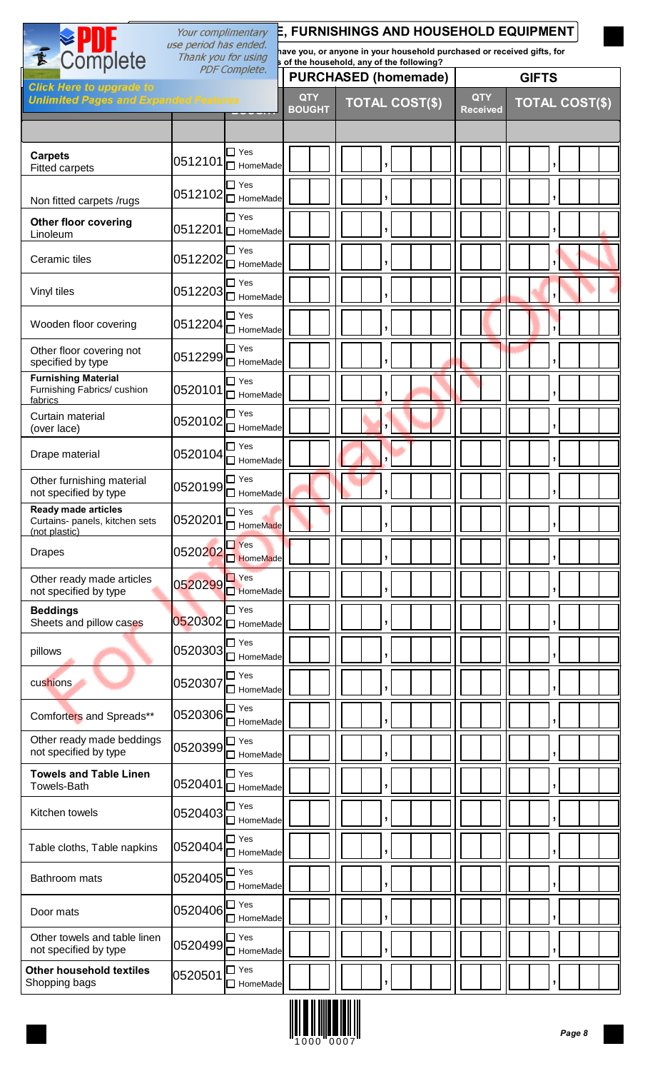## E, FURNISHINGS AND HOUSEHOLD EQUIPMENT

have you, or anyone in your household purchased or received gifts, for s of the household, any of the following?

| | | | PURCHASED (homemade) | | GIFTS | |
|---|---|---|---|---|---|---|
| | | | QTY BOUGHT | TOTAL COST($) | QTY Received | TOTAL COST($) |
| **Carpets** Fitted carpets | 0512101 | ☐ Yes ☐ HomeMade | | , | | , |
| Non fitted carpets /rugs | 0512102 | ☐ Yes ☐ HomeMade | | , | | , |
| **Other floor covering** Linoleum | 0512201 | ☐ Yes ☐ HomeMade | | , | | , |
| Ceramic tiles | 0512202 | ☐ Yes ☐ HomeMade | | , | | , |
| Vinyl tiles | 0512203 | ☐ Yes ☐ HomeMade | | , | | , |
| Wooden floor covering | 0512204 | ☐ Yes ☐ HomeMade | | , | | , |
| Other floor covering not specified by type | 0512299 | ☐ Yes ☐ HomeMade | | , | | , |
| **Furnishing Material** Furnishing Fabrics/ cushion fabrics | 0520101 | ☐ Yes ☐ HomeMade | | , | | , |
| Curtain material (over lace) | 0520102 | ☐ Yes ☐ HomeMade | | , | | , |
| Drape material | 0520104 | ☐ Yes ☐ HomeMade | | , | | , |
| Other furnishing material not specified by type | 0520199 | ☐ Yes ☐ HomeMade | | , | | , |
| **Ready made articles** Curtains- panels, kitchen sets (not plastic) | 0520201 | ☐ Yes ☐ HomeMade | | , | | , |
| Drapes | 0520202 | ☐ Yes ☐ HomeMade | | , | | , |
| Other ready made articles not specified by type | 0520299 | ☐ Yes ☐ HomeMade | | , | | , |
| **Beddings** Sheets and pillow cases | 0520302 | ☐ Yes ☐ HomeMade | | , | | , |
| pillows | 0520303 | ☐ Yes ☐ HomeMade | | , | | , |
| cushions | 0520307 | ☐ Yes ☐ HomeMade | | , | | , |
| Comforters and Spreads** | 0520306 | ☐ Yes ☐ HomeMade | | , | | , |
| Other ready made beddings not specified by type | 0520399 | ☐ Yes ☐ HomeMade | | , | | , |
| **Towels and Table Linen** Towels-Bath | 0520401 | ☐ Yes ☐ HomeMade | | , | | , |
| Kitchen towels | 0520403 | ☐ Yes ☐ HomeMade | | , | | , |
| Table cloths, Table napkins | 0520404 | ☐ Yes ☐ HomeMade | | , | | , |
| Bathroom mats | 0520405 | ☐ Yes ☐ HomeMade | | , | | , |
| Door mats | 0520406 | ☐ Yes ☐ HomeMade | | , | | , |
| Other towels and table linen not specified by type | 0520499 | ☐ Yes ☐ HomeMade | | , | | , |
| **Other household textiles** Shopping bags | 0520501 | ☐ Yes ☐ HomeMade | | , | | , |

1000 0007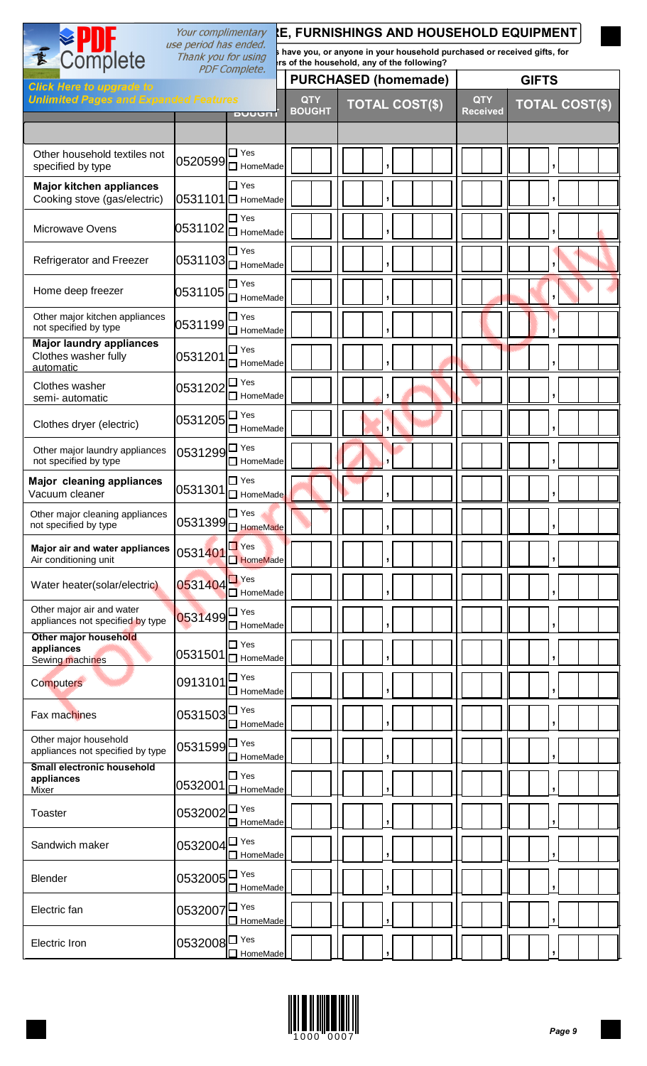## ...E, FURNISHINGS AND HOUSEHOLD EQUIPMENT

...have you, or anyone in your household purchased or received gifts, for ...rs of the household, any of the following?

| | | BOUGHT | PURCHASED (homemade) QTY BOUGHT | TOTAL COST($) | GIFTS QTY Received | TOTAL COST($) |
|---|---|---|---|---|---|---|
| | | | | | | |
| Other household textiles not specified by type | 0520599 | ☐ Yes ☐ HomeMade | | , | | , |
| **Major kitchen appliances** Cooking stove (gas/electric) | 0531101 | ☐ Yes ☐ HomeMade | | , | | , |
| Microwave Ovens | 0531102 | ☐ Yes ☐ HomeMade | | , | | , |
| Refrigerator and Freezer | 0531103 | ☐ Yes ☐ HomeMade | | , | | , |
| Home deep freezer | 0531105 | ☐ Yes ☐ HomeMade | | , | | , |
| Other major kitchen appliances not specified by type | 0531199 | ☐ Yes ☐ HomeMade | | , | | , |
| **Major laundry appliances** Clothes washer fully automatic | 0531201 | ☐ Yes ☐ HomeMade | | , | | , |
| Clothes washer semi- automatic | 0531202 | ☐ Yes ☐ HomeMade | | , | | , |
| Clothes dryer (electric) | 0531205 | ☐ Yes ☐ HomeMade | | , | | , |
| Other major laundry appliances not specified by type | 0531299 | ☐ Yes ☐ HomeMade | | , | | , |
| **Major cleaning appliances** Vacuum cleaner | 0531301 | ☐ Yes ☐ HomeMade | | , | | , |
| Other major cleaning appliances not specified by type | 0531399 | ☐ Yes ☐ HomeMade | | , | | , |
| **Major air and water appliances** Air conditioning unit | 0531401 | ☐ Yes ☐ HomeMade | | , | | , |
| Water heater(solar/electric) | 0531404 | ☐ Yes ☐ HomeMade | | , | | , |
| Other major air and water appliances not specified by type | 0531499 | ☐ Yes ☐ HomeMade | | , | | , |
| **Other major household appliances** Sewing machines | 0531501 | ☐ Yes ☐ HomeMade | | , | | , |
| Computers | 0913101 | ☐ Yes ☐ HomeMade | | , | | , |
| Fax machines | 0531503 | ☐ Yes ☐ HomeMade | | , | | , |
| Other major household appliances not specified by type | 0531599 | ☐ Yes ☐ HomeMade | | , | | , |
| **Small electronic household appliances** Mixer | 0532001 | ☐ Yes ☐ HomeMade | | , | | , |
| Toaster | 0532002 | ☐ Yes ☐ HomeMade | | , | | , |
| Sandwich maker | 0532004 | ☐ Yes ☐ HomeMade | | , | | , |
| Blender | 0532005 | ☐ Yes ☐ HomeMade | | , | | , |
| Electric fan | 0532007 | ☐ Yes ☐ HomeMade | | , | | , |
| Electric Iron | 0532008 | ☐ Yes ☐ HomeMade | | , | | , |

1000 0007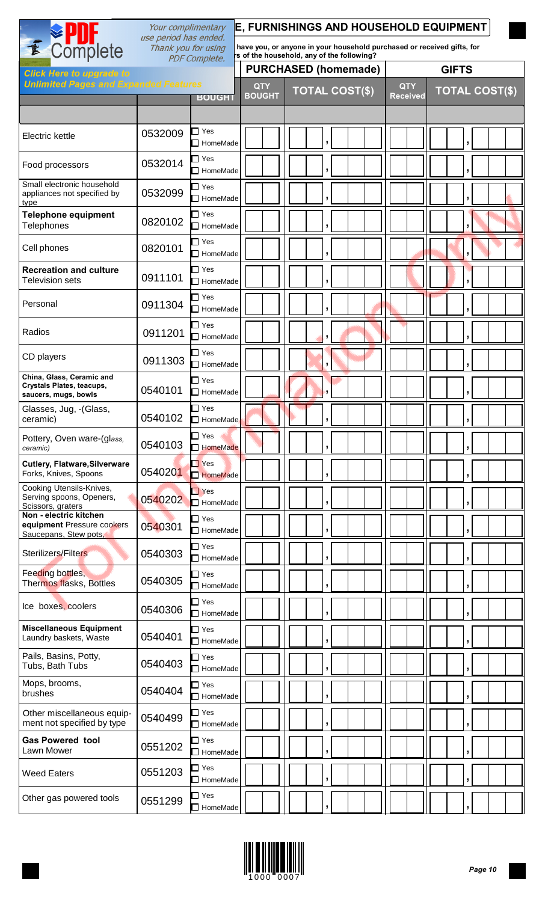## E, FURNISHINGS AND HOUSEHOLD EQUIPMENT

have you, or anyone in your household purchased or received gifts, for ...s of the household, any of the following?

| | | BOUGHT | PURCHASED (homemade) | | GIFTS | |
|---|---|---|---|---|---|---|
| | | | QTY BOUGHT | TOTAL COST($) | QTY Received | TOTAL COST($) |
| Electric kettle | 0532009 | ☐ Yes ☐ HomeMade | | , | | , |
| Food processors | 0532014 | ☐ Yes ☐ HomeMade | | , | | , |
| Small electronic household appliances not specified by type | 0532099 | ☐ Yes ☐ HomeMade | | , | | , |
| **Telephone equipment** Telephones | 0820102 | ☐ Yes ☐ HomeMade | | , | | , |
| Cell phones | 0820101 | ☐ Yes ☐ HomeMade | | , | | , |
| **Recreation and culture** Television sets | 0911101 | ☐ Yes ☐ HomeMade | | , | | , |
| Personal | 0911304 | ☐ Yes ☐ HomeMade | | , | | , |
| Radios | 0911201 | ☐ Yes ☐ HomeMade | | , | | , |
| CD players | 0911303 | ☐ Yes ☐ HomeMade | | , | | , |
| **China, Glass, Ceramic and Crystals Plates, teacups, saucers, mugs, bowls** | 0540101 | ☐ Yes ☐ HomeMade | | , | | , |
| Glasses, Jug, -(Glass, ceramic) | 0540102 | ☐ Yes ☐ HomeMade | | , | | , |
| Pottery, Oven ware-(*glass, ceramic*) | 0540103 | ☐ Yes ☐ HomeMade | | , | | , |
| **Cutlery, Flatware,Silverware** Forks, Knives, Spoons | 0540201 | ☐ Yes ☐ HomeMade | | , | | , |
| Cooking Utensils-Knives, Serving spoons, Openers, Scissors, graters | 0540202 | ☐ Yes ☐ HomeMade | | , | | , |
| **Non - electric kitchen equipment** Pressure cookers Saucepans, Stew pots, | 0540301 | ☐ Yes ☐ HomeMade | | , | | , |
| Sterilizers/Filters | 0540303 | ☐ Yes ☐ HomeMade | | , | | , |
| Feeding bottles, Thermos flasks, Bottles | 0540305 | ☐ Yes ☐ HomeMade | | , | | , |
| Ice boxes, coolers | 0540306 | ☐ Yes ☐ HomeMade | | , | | , |
| **Miscellaneous Equipment** Laundry baskets, Waste | 0540401 | ☐ Yes ☐ HomeMade | | , | | , |
| Pails, Basins, Potty, Tubs, Bath Tubs | 0540403 | ☐ Yes ☐ HomeMade | | , | | , |
| Mops, brooms, brushes | 0540404 | ☐ Yes ☐ HomeMade | | , | | , |
| Other miscellaneous equipment not specified by type | 0540499 | ☐ Yes ☐ HomeMade | | , | | , |
| **Gas Powered tool** Lawn Mower | 0551202 | ☐ Yes ☐ HomeMade | | , | | , |
| Weed Eaters | 0551203 | ☐ Yes ☐ HomeMade | | , | | , |
| Other gas powered tools | 0551299 | ☐ Yes ☐ HomeMade | | , | | , |

1000 0007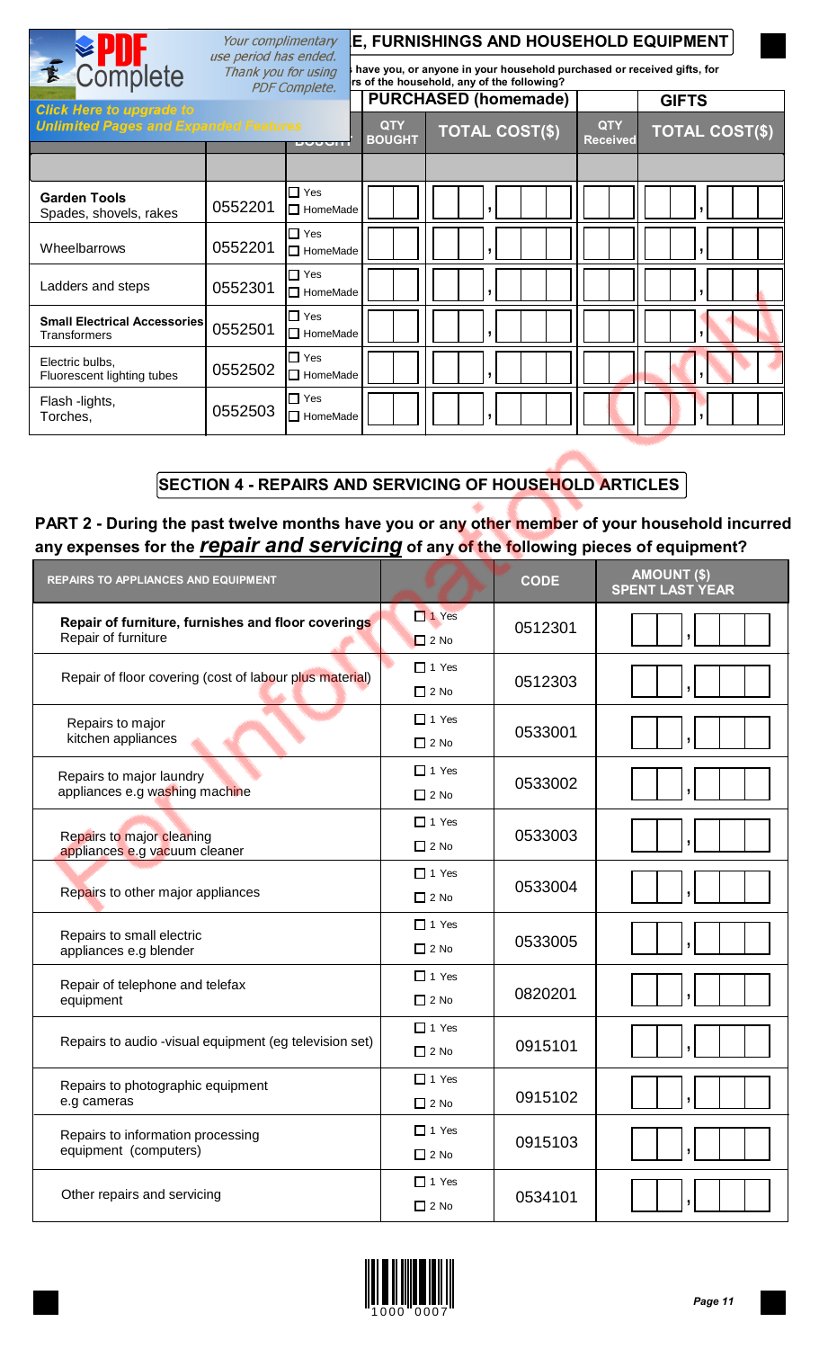## E, FURNISHINGS AND HOUSEHOLD EQUIPMENT

have you, or anyone in your household purchased or received gifts, for rs of the household, any of the following?

| | | BOUGHT | PURCHASED (homemade) QTY BOUGHT | TOTAL COST($) | GIFTS QTY Received | TOTAL COST($) |
|---|---|---|---|---|---|---|
| **Garden Tools** Spades, shovels, rakes | 0552201 | ☐ Yes ☐ HomeMade | | , | | , |
| Wheelbarrows | 0552201 | ☐ Yes ☐ HomeMade | | , | | , |
| Ladders and steps | 0552301 | ☐ Yes ☐ HomeMade | | , | | , |
| **Small Electrical Accessories** Transformers | 0552501 | ☐ Yes ☐ HomeMade | | , | | , |
| Electric bulbs, Fluorescent lighting tubes | 0552502 | ☐ Yes ☐ HomeMade | | , | | , |
| Flash -lights, Torches, | 0552503 | ☐ Yes ☐ HomeMade | | , | | , |

## SECTION 4 - REPAIRS AND SERVICING OF HOUSEHOLD ARTICLES

**PART 2 - During the past twelve months have you or any other member of your household incurred any expenses for the *repair and servicing* of any of the following pieces of equipment?**

| REPAIRS TO APPLIANCES AND EQUIPMENT | | CODE | AMOUNT ($) SPENT LAST YEAR |
|---|---|---|---|
| **Repair of furniture, furnishes and floor coverings** Repair of furniture | ☐ 1 Yes ☐ 2 No | 0512301 | , |
| Repair of floor covering (cost of labour plus material) | ☐ 1 Yes ☐ 2 No | 0512303 | , |
| Repairs to major kitchen appliances | ☐ 1 Yes ☐ 2 No | 0533001 | , |
| Repairs to major laundry appliances e.g washing machine | ☐ 1 Yes ☐ 2 No | 0533002 | , |
| Repairs to major cleaning appliances e.g vacuum cleaner | ☐ 1 Yes ☐ 2 No | 0533003 | , |
| Repairs to other major appliances | ☐ 1 Yes ☐ 2 No | 0533004 | , |
| Repairs to small electric appliances e.g blender | ☐ 1 Yes ☐ 2 No | 0533005 | , |
| Repair of telephone and telefax equipment | ☐ 1 Yes ☐ 2 No | 0820201 | , |
| Repairs to audio -visual equipment (eg television set) | ☐ 1 Yes ☐ 2 No | 0915101 | , |
| Repairs to photographic equipment e.g cameras | ☐ 1 Yes ☐ 2 No | 0915102 | , |
| Repairs to information processing equipment (computers) | ☐ 1 Yes ☐ 2 No | 0915103 | , |
| Other repairs and servicing | ☐ 1 Yes ☐ 2 No | 0534101 | , |

1000 0007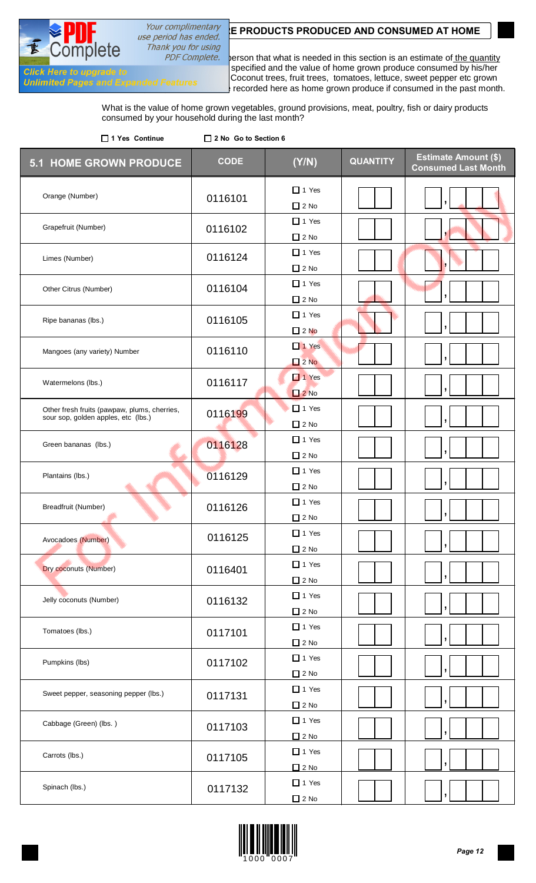## E PRODUCTS PRODUCED AND CONSUMED AT HOME

person that what is needed in this section is an estimate of the quantity specified and the value of home grown produce consumed by his/her Coconut trees, fruit trees, tomatoes, lettuce, sweet pepper etc grown recorded here as home grown produce if consumed in the past month.

What is the value of home grown vegetables, ground provisions, meat, poultry, fish or dairy products consumed by your household during the last month?

☐ 1 Yes Continue ☐ 2 No Go to Section 6

| 5.1 HOME GROWN PRODUCE | CODE | (Y/N) | QUANTITY | Estimate Amount ($) Consumed Last Month |
|---|---|---|---|---|
| Orange (Number) | 0116101 | ☐ 1 Yes ☐ 2 No | | , |
| Grapefruit (Number) | 0116102 | ☐ 1 Yes ☐ 2 No | | , |
| Limes (Number) | 0116124 | ☐ 1 Yes ☐ 2 No | | , |
| Other Citrus (Number) | 0116104 | ☐ 1 Yes ☐ 2 No | | , |
| Ripe bananas (lbs.) | 0116105 | ☐ 1 Yes ☐ 2 No | | , |
| Mangoes (any variety) Number | 0116110 | ☐ 1 Yes ☐ 2 No | | , |
| Watermelons (lbs.) | 0116117 | ☐ 1 Yes ☐ 2 No | | , |
| Other fresh fruits (pawpaw, plums, cherries, sour sop, golden apples, etc (lbs.) | 0116199 | ☐ 1 Yes ☐ 2 No | | , |
| Green bananas (lbs.) | 0116128 | ☐ 1 Yes ☐ 2 No | | , |
| Plantains (lbs.) | 0116129 | ☐ 1 Yes ☐ 2 No | | , |
| Breadfruit (Number) | 0116126 | ☐ 1 Yes ☐ 2 No | | , |
| Avocadoes (Number) | 0116125 | ☐ 1 Yes ☐ 2 No | | , |
| Dry coconuts (Number) | 0116401 | ☐ 1 Yes ☐ 2 No | | , |
| Jelly coconuts (Number) | 0116132 | ☐ 1 Yes ☐ 2 No | | , |
| Tomatoes (lbs.) | 0117101 | ☐ 1 Yes ☐ 2 No | | , |
| Pumpkins (lbs) | 0117102 | ☐ 1 Yes ☐ 2 No | | , |
| Sweet pepper, seasoning pepper (lbs.) | 0117131 | ☐ 1 Yes ☐ 2 No | | , |
| Cabbage (Green) (lbs. ) | 0117103 | ☐ 1 Yes ☐ 2 No | | , |
| Carrots (lbs.) | 0117105 | ☐ 1 Yes ☐ 2 No | | , |
| Spinach (lbs.) | 0117132 | ☐ 1 Yes ☐ 2 No | | , |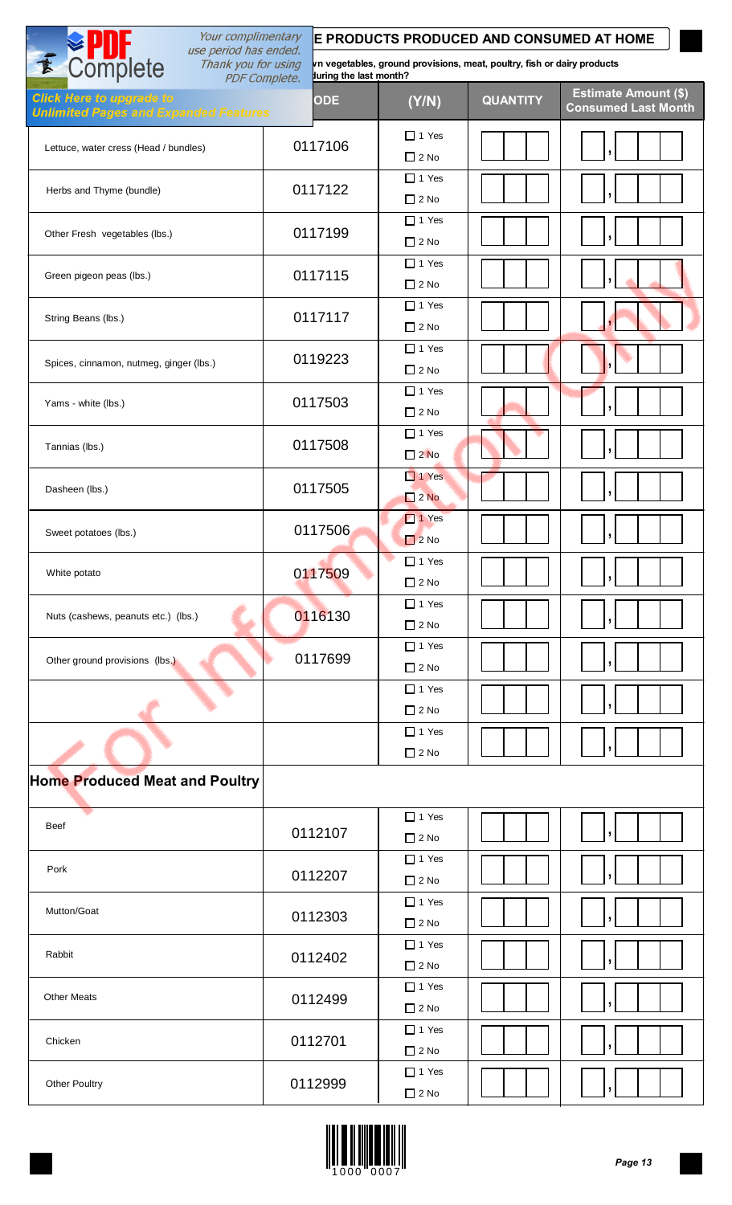## E PRODUCTS PRODUCED AND CONSUMED AT HOME

n vegetables, ground provisions, meat, poultry, fish or dairy products during the last month?

| | ODE | (Y/N) | QUANTITY | Estimate Amount ($) Consumed Last Month |
|---|---|---|---|---|
| Lettuce, water cress (Head / bundles) | 0117106 | ☐ 1 Yes ☐ 2 No | | , |
| Herbs and Thyme (bundle) | 0117122 | ☐ 1 Yes ☐ 2 No | | , |
| Other Fresh vegetables (lbs.) | 0117199 | ☐ 1 Yes ☐ 2 No | | , |
| Green pigeon peas (lbs.) | 0117115 | ☐ 1 Yes ☐ 2 No | | , |
| String Beans (lbs.) | 0117117 | ☐ 1 Yes ☐ 2 No | | , |
| Spices, cinnamon, nutmeg, ginger (lbs.) | 0119223 | ☐ 1 Yes ☐ 2 No | | , |
| Yams - white (lbs.) | 0117503 | ☐ 1 Yes ☐ 2 No | | , |
| Tannias (lbs.) | 0117508 | ☐ 1 Yes ☐ 2 No | | , |
| Dasheen (lbs.) | 0117505 | ☐ 1 Yes ☐ 2 No | | , |
| Sweet potatoes (lbs.) | 0117506 | ☐ 1 Yes ☐ 2 No | | , |
| White potato | 0117509 | ☐ 1 Yes ☐ 2 No | | , |
| Nuts (cashews, peanuts etc.) (lbs.) | 0116130 | ☐ 1 Yes ☐ 2 No | | , |
| Other ground provisions (lbs.) | 0117699 | ☐ 1 Yes ☐ 2 No | | , |
| | | ☐ 1 Yes ☐ 2 No | | , |
| | | ☐ 1 Yes ☐ 2 No | | , |

## Home Produced Meat and Poultry

| | | | | |
|---|---|---|---|---|
| Beef | 0112107 | ☐ 1 Yes ☐ 2 No | | , |
| Pork | 0112207 | ☐ 1 Yes ☐ 2 No | | , |
| Mutton/Goat | 0112303 | ☐ 1 Yes ☐ 2 No | | , |
| Rabbit | 0112402 | ☐ 1 Yes ☐ 2 No | | , |
| Other Meats | 0112499 | ☐ 1 Yes ☐ 2 No | | , |
| Chicken | 0112701 | ☐ 1 Yes ☐ 2 No | | , |
| Other Poultry | 0112999 | ☐ 1 Yes ☐ 2 No | | , |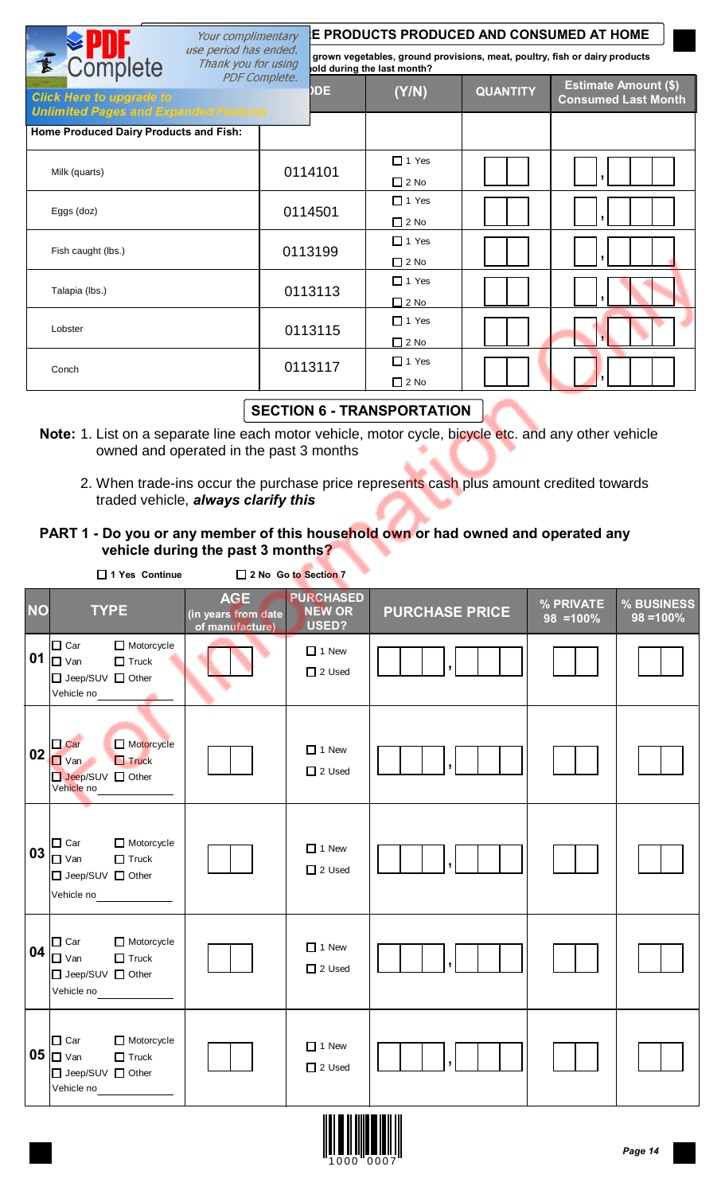## ...E PRODUCTS PRODUCED AND CONSUMED AT HOME

...grown vegetables, ground provisions, meat, poultry, fish or dairy products ...old during the last month?

| | ...DE | (Y/N) | QUANTITY | Estimate Amount ($) Consumed Last Month |
|---|---|---|---|---|
| **Home Produced Dairy Products and Fish:** | | | | |
| Milk (quarts) | 0114101 | ☐ 1 Yes ☐ 2 No | | , |
| Eggs (doz) | 0114501 | ☐ 1 Yes ☐ 2 No | | , |
| Fish caught (lbs.) | 0113199 | ☐ 1 Yes ☐ 2 No | | , |
| Talapia (lbs.) | 0113113 | ☐ 1 Yes ☐ 2 No | | , |
| Lobster | 0113115 | ☐ 1 Yes ☐ 2 No | | , |
| Conch | 0113117 | ☐ 1 Yes ☐ 2 No | | , |

## SECTION 6 - TRANSPORTATION

**Note:** 1. List on a separate line each motor vehicle, motor cycle, bicycle etc. and any other vehicle owned and operated in the past 3 months

2. When trade-ins occur the purchase price represents cash plus amount credited towards traded vehicle, ***always clarify this***

### PART 1 - Do you or any member of this household own or had owned and operated any vehicle during the past 3 months?

☐ **1 Yes Continue** ☐ **2 No Go to Section 7**

| NO | TYPE | AGE (in years from date of manufacture) | PURCHASED NEW OR USED? | PURCHASE PRICE | % PRIVATE 98 =100% | % BUSINESS 98 =100% |
|---|---|---|---|---|---|---|
| 01 | ☐ Car ☐ Motorcycle ☐ Van ☐ Truck ☐ Jeep/SUV ☐ Other Vehicle no ______ | | ☐ 1 New ☐ 2 Used | , | | |
| 02 | ☐ Car ☐ Motorcycle ☐ Van ☐ Truck ☐ Jeep/SUV ☐ Other Vehicle no ______ | | ☐ 1 New ☐ 2 Used | , | | |
| 03 | ☐ Car ☐ Motorcycle ☐ Van ☐ Truck ☐ Jeep/SUV ☐ Other Vehicle no ______ | | ☐ 1 New ☐ 2 Used | , | | |
| 04 | ☐ Car ☐ Motorcycle ☐ Van ☐ Truck ☐ Jeep/SUV ☐ Other Vehicle no ______ | | ☐ 1 New ☐ 2 Used | , | | |
| 05 | ☐ Car ☐ Motorcycle ☐ Van ☐ Truck ☐ Jeep/SUV ☐ Other Vehicle no ______ | | ☐ 1 New ☐ 2 Used | , | | |

1000 0007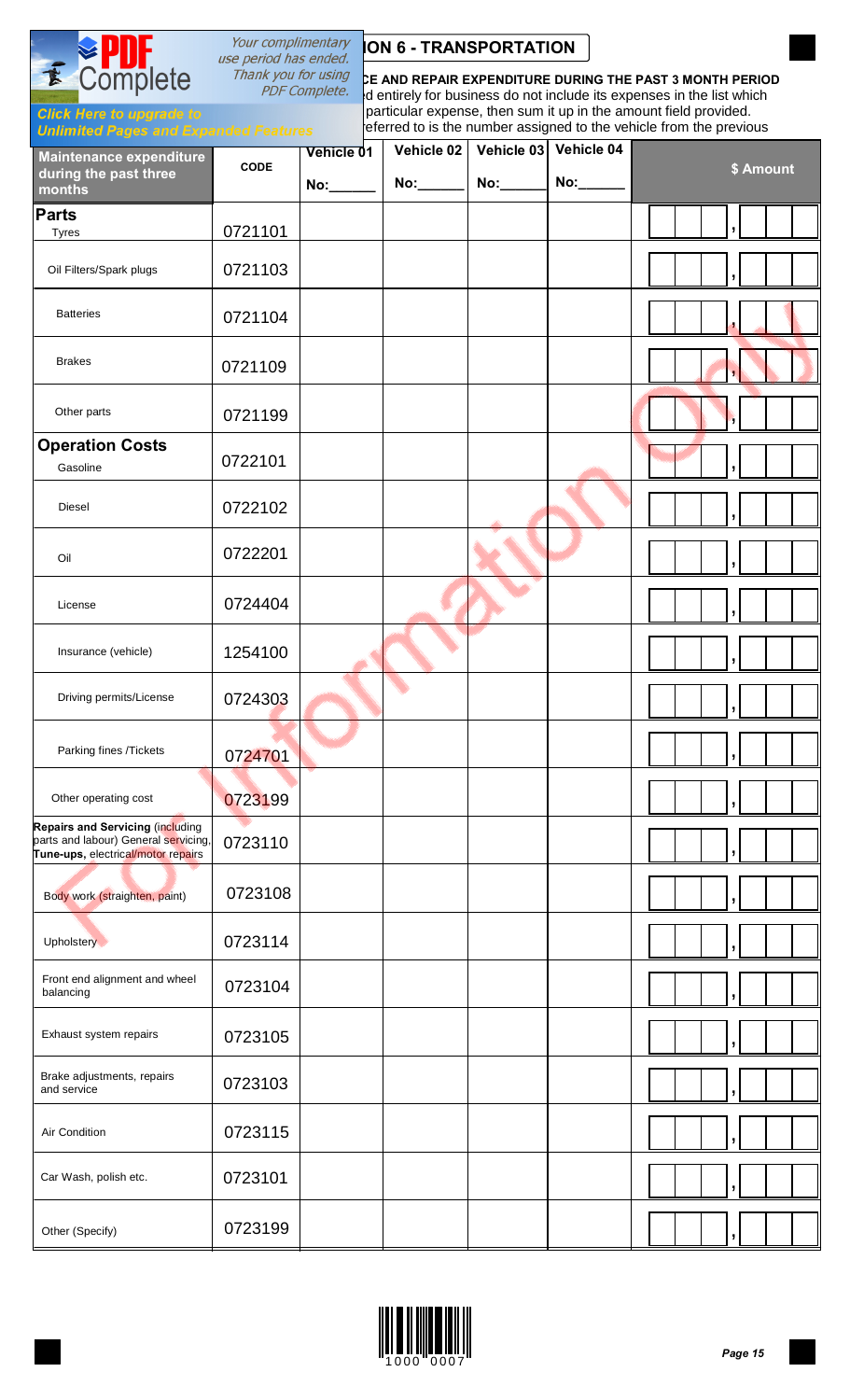## SECTION 6 - TRANSPORTATION

**MAINTENANCE AND REPAIR EXPENDITURE DURING THE PAST 3 MONTH PERIOD**

...d entirely for business do not include its expenses in the list which ... particular expense, then sum it up in the amount field provided. ...eferred to is the number assigned to the vehicle from the previous

| Maintenance expenditure during the past three months | CODE | Vehicle 01 No:______ | Vehicle 02 No:______ | Vehicle 03 No:______ | Vehicle 04 No:______ | $ Amount |
|---|---|---|---|---|---|---|
| **Parts** | | | | | | |
| Tyres | 0721101 | | | | | , |
| Oil Filters/Spark plugs | 0721103 | | | | | , |
| Batteries | 0721104 | | | | | , |
| Brakes | 0721109 | | | | | , |
| Other parts | 0721199 | | | | | , |
| **Operation Costs** | | | | | | |
| Gasoline | 0722101 | | | | | , |
| Diesel | 0722102 | | | | | , |
| Oil | 0722201 | | | | | , |
| License | 0724404 | | | | | , |
| Insurance (vehicle) | 1254100 | | | | | , |
| Driving permits/License | 0724303 | | | | | , |
| Parking fines /Tickets | 0724701 | | | | | , |
| Other operating cost | 0723199 | | | | | , |
| **Repairs and Servicing** (including parts and labour) General servicing, **Tune-ups,** electrical/motor repairs | 0723110 | | | | | , |
| Body work (straighten, paint) | 0723108 | | | | | , |
| Upholstery | 0723114 | | | | | , |
| Front end alignment and wheel balancing | 0723104 | | | | | , |
| Exhaust system repairs | 0723105 | | | | | , |
| Brake adjustments, repairs and service | 0723103 | | | | | , |
| Air Condition | 0723115 | | | | | , |
| Car Wash, polish etc. | 0723101 | | | | | , |
| Other (Specify) | 0723199 | | | | | , |

1000 0007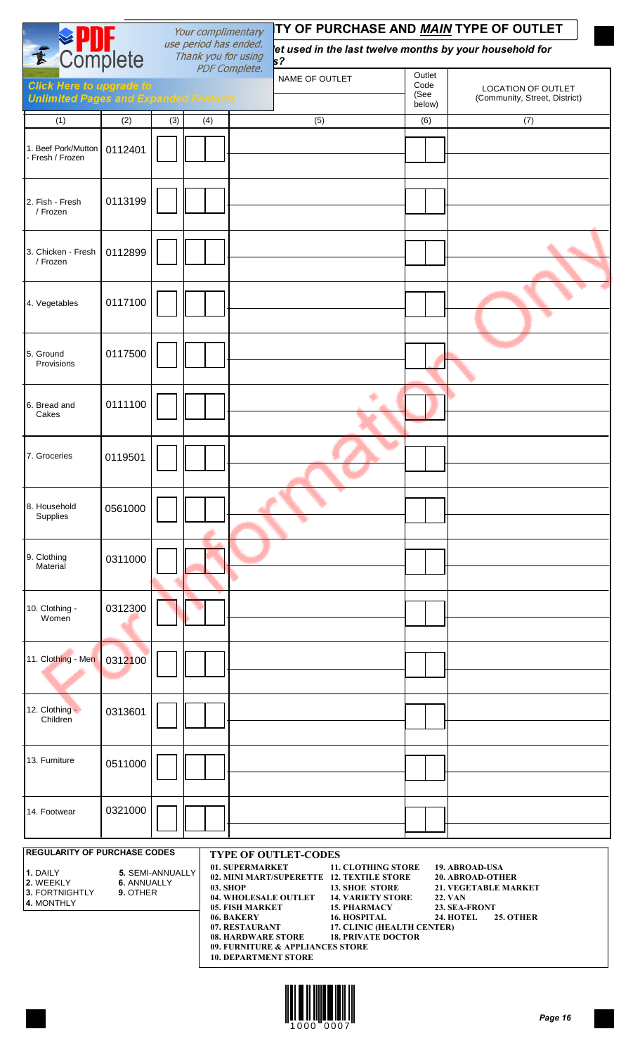## ...TY OF PURCHASE AND *MAIN* TYPE OF OUTLET

*...let used in the last twelve months by your household for ...s?*

| | | | | NAME OF OUTLET | Outlet Code (See below) | LOCATION OF OUTLET (Community, Street, District) |
|---|---|---|---|---|---|---|
| (1) | (2) | (3) | (4) | (5) | (6) | (7) |
| 1. Beef Pork/Mutton - Fresh / Frozen | 0112401 | | | | | |
| 2. Fish - Fresh / Frozen | 0113199 | | | | | |
| 3. Chicken - Fresh / Frozen | 0112899 | | | | | |
| 4. Vegetables | 0117100 | | | | | |
| 5. Ground Provisions | 0117500 | | | | | |
| 6. Bread and Cakes | 0111100 | | | | | |
| 7. Groceries | 0119501 | | | | | |
| 8. Household Supplies | 0561000 | | | | | |
| 9. Clothing Material | 0311000 | | | | | |
| 10. Clothing - Women | 0312300 | | | | | |
| 11. Clothing - Men | 0312100 | | | | | |
| 12. Clothing - Children | 0313601 | | | | | |
| 13. Furniture | 0511000 | | | | | |
| 14. Footwear | 0321000 | | | | | |

**REGULARITY OF PURCHASE CODES**

**1.** DAILY
**2.** WEEKLY
**3.** FORTNIGHTLY
**4.** MONTHLY
**5.** SEMI-ANNUALLY
**6.** ANNUALLY
**9.** OTHER

**TYPE OF OUTLET-CODES**

**01. SUPERMARKET**
**02. MINI MART/SUPERETTE**
**03. SHOP**
**04. WHOLESALE OUTLET**
**05. FISH MARKET**
**06. BAKERY**
**07. RESTAURANT**
**08. HARDWARE STORE**
**09. FURNITURE & APPLIANCES STORE**
**10. DEPARTMENT STORE**
**11. CLOTHING STORE**
**12. TEXTILE STORE**
**13. SHOE STORE**
**14. VARIETY STORE**
**15. PHARMACY**
**16. HOSPITAL**
**17. CLINIC (HEALTH CENTER)**
**18. PRIVATE DOCTOR**
**19. ABROAD-USA**
**20. ABROAD-OTHER**
**21. VEGETABLE MARKET**
**22. VAN**
**23. SEA-FRONT**
**24. HOTEL**
**25. OTHER**

1000 0007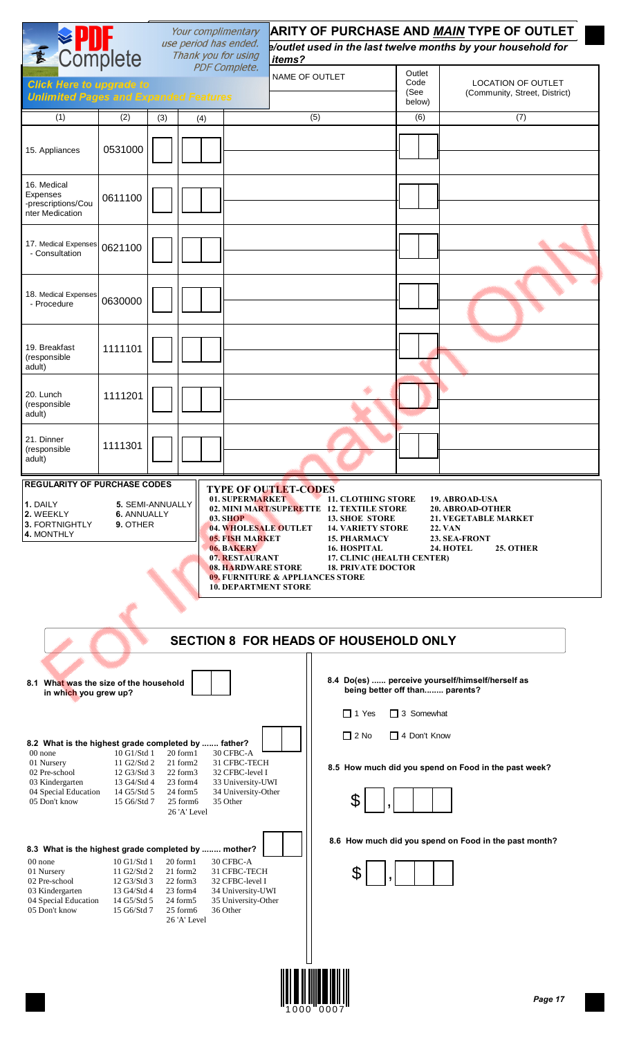## ...ARITY OF PURCHASE AND *MAIN* TYPE OF OUTLET

*...e/outlet used in the last twelve months by your household for items?*

| (1) | (2) | (3) | (4) | (5) NAME OF OUTLET | (6) Outlet Code (See below) | (7) LOCATION OF OUTLET (Community, Street, District) |
|---|---|---|---|---|---|---|
| 15. Appliances | 0531000 | | | | | |
| 16. Medical Expenses -prescriptions/Counter Medication | 0611100 | | | | | |
| 17. Medical Expenses - Consultation | 0621100 | | | | | |
| 18. Medical Expenses - Procedure | 0630000 | | | | | |
| 19. Breakfast (responsible adult) | 1111101 | | | | | |
| 20. Lunch (responsible adult) | 1111201 | | | | | |
| 21. Dinner (responsible adult) | 1111301 | | | | | |

**REGULARITY OF PURCHASE CODES**

**1.** DAILY
**2.** WEEKLY
**3.** FORTNIGHTLY
**4.** MONTHLY
**5.** SEMI-ANNUALLY
**6.** ANNUALLY
**9.** OTHER

**TYPE OF OUTLET-CODES**

**01. SUPERMARKET**
**02. MINI MART/SUPERETTE**
**03. SHOP**
**04. WHOLESALE OUTLET**
**05. FISH MARKET**
**06. BAKERY**
**07. RESTAURANT**
**08. HARDWARE STORE**
**09. FURNITURE & APPLIANCES STORE**
**10. DEPARTMENT STORE**
**11. CLOTHING STORE**
**12. TEXTILE STORE**
**13. SHOE STORE**
**14. VARIETY STORE**
**15. PHARMACY**
**16. HOSPITAL**
**17. CLINIC (HEALTH CENTER)**
**18. PRIVATE DOCTOR**
**19. ABROAD-USA**
**20. ABROAD-OTHER**
**21. VEGETABLE MARKET**
**22. VAN**
**23. SEA-FRONT**
**24. HOTEL**
**25. OTHER**

## SECTION 8 FOR HEADS OF HOUSEHOLD ONLY

**8.1 What was the size of the household in which you grew up?** [ ][ ]

**8.2 What is the highest grade completed by ....... father?** [ ][ ]

| | | | |
|---|---|---|---|
| 00 none | 10 G1/Std 1 | 20 form1 | 30 CFBC-A |
| 01 Nursery | 11 G2/Std 2 | 21 form2 | 31 CFBC-TECH |
| 02 Pre-school | 12 G3/Std 3 | 22 form3 | 32 CFBC-level I |
| 03 Kindergarten | 13 G4/Std 4 | 23 form4 | 33 University-UWI |
| 04 Special Education | 14 G5/Std 5 | 24 form5 | 34 University-Other |
| 05 Don't know | 15 G6/Std 7 | 25 form6 | 35 Other |
| | | 26 'A' Level | |

**8.3 What is the highest grade completed by ........ mother?** [ ][ ]

| | | | |
|---|---|---|---|
| 00 none | 10 G1/Std 1 | 20 form1 | 30 CFBC-A |
| 01 Nursery | 11 G2/Std 2 | 21 form2 | 31 CFBC-TECH |
| 02 Pre-school | 12 G3/Std 3 | 22 form3 | 32 CFBC-level I |
| 03 Kindergarten | 13 G4/Std 4 | 23 form4 | 34 University-UWI |
| 04 Special Education | 14 G5/Std 5 | 24 form5 | 35 University-Other |
| 05 Don't know | 15 G6/Std 7 | 25 form6 | 36 Other |
| | | 26 'A' Level | |

**8.4 Do(es) ...... perceive yourself/himself/herself as being better off than........ parents?**

☐ 1 Yes ☐ 3 Somewhat
☐ 2 No ☐ 4 Don't Know

**8.5 How much did you spend on Food in the past week?**

$ [ ] , [ ][ ][ ]

**8.6 How much did you spend on Food in the past month?**

$ [ ] , [ ][ ][ ]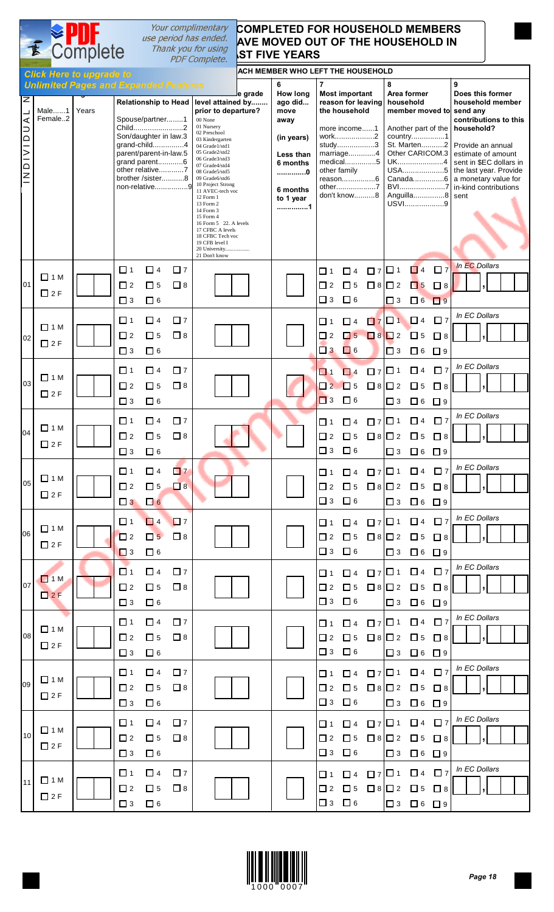## COMPLETED FOR HOUSEHOLD MEMBERS WHO HAVE MOVED OUT OF THE HOUSEHOLD IN THE LAST FIVE YEARS

### EACH MEMBER WHO LEFT THE HOUSEHOLD

| INDIVIDUAL | Sex | Age | Relationship to Head | Highest grade level attained by........ prior to departure? | 6 How long ago did... move away (in years) | 7 Most important reason for leaving the household | 8 Area former household member moved to | 9 Does this former household member send any contributions to this household? |
|---|---|---|---|---|---|---|---|---|
| | Male......1<br>Female..2 | Years | Spouse/partner........1<br>Child........................2<br>Son/daughter in law.3<br>grand-child...............4<br>parent/parent-in-law.5<br>grand parent............6<br>other relative............7<br>brother /sister...........8<br>non-relative................9 | 00 None<br>01 Nursery<br>02 Preschool<br>03 Kindergarten<br>04 Grade1/std1<br>05 Grade2/std2<br>06 Grade3/std3<br>07 Grade4/std4<br>08 Grade5/std5<br>09 Grade6/std6<br>10 Project Strong<br>11 AVEC-tech voc<br>12 Form 1<br>13 Form 2<br>14 Form 3<br>15 Form 4<br>16 Form 5 22. A levels<br>17 CFBC A levels<br>18 CFBC Tech voc<br>19 CFB level I<br>20 University................<br>21 Don't know | Less than 6 months .............0<br>6 months to 1 year ..............1 | more income......1<br>work..................2<br>study..................3<br>marriage............4<br>medical...............5<br>other family reason................6<br>other...................7<br>don't know..........8 | Another part of the country................1<br>St. Marten...........2<br>Other CARICOM.3<br>UK......................4<br>USA....................5<br>Canada..............6<br>BVI......................7<br>Anguilla...............8<br>USVI...................9 | Provide an annual estimate of amount sent in $EC dollars in the last year. Provide a monetary value for in-kind contributions sent |
| 01 | ☐ 1 M ☐ 2 F | | ☐ 1 ☐ 2 ☐ 3 ☐ 4 ☐ 5 ☐ 6 ☐ 7 ☐ 8 | | | ☐ 1 ☐ 2 ☐ 3 ☐ 4 ☐ 5 ☐ 6 ☐ 7 ☐ 8 | ☐ 1 ☐ 2 ☐ 3 ☐ 4 ☐ 5 ☐ 6 ☐ 7 ☐ 8 ☐ 9 | In EC Dollars , |
| 02 | ☐ 1 M ☐ 2 F | | ☐ 1 ☐ 2 ☐ 3 ☐ 4 ☐ 5 ☐ 6 ☐ 7 ☐ 8 | | | ☐ 1 ☐ 2 ☐ 3 ☐ 4 ☐ 5 ☐ 6 ☐ 7 ☐ 8 | ☐ 1 ☐ 2 ☐ 3 ☐ 4 ☐ 5 ☐ 6 ☐ 7 ☐ 8 ☐ 9 | In EC Dollars , |
| 03 | ☐ 1 M ☐ 2 F | | ☐ 1 ☐ 2 ☐ 3 ☐ 4 ☐ 5 ☐ 6 ☐ 7 ☐ 8 | | | ☐ 1 ☐ 2 ☐ 3 ☐ 4 ☐ 5 ☐ 6 ☐ 7 ☐ 8 | ☐ 1 ☐ 2 ☐ 3 ☐ 4 ☐ 5 ☐ 6 ☐ 7 ☐ 8 ☐ 9 | In EC Dollars , |
| 04 | ☐ 1 M ☐ 2 F | | ☐ 1 ☐ 2 ☐ 3 ☐ 4 ☐ 5 ☐ 6 ☐ 7 ☐ 8 | | | ☐ 1 ☐ 2 ☐ 3 ☐ 4 ☐ 5 ☐ 6 ☐ 7 ☐ 8 | ☐ 1 ☐ 2 ☐ 3 ☐ 4 ☐ 5 ☐ 6 ☐ 7 ☐ 8 ☐ 9 | In EC Dollars , |
| 05 | ☐ 1 M ☐ 2 F | | ☐ 1 ☐ 2 ☐ 3 ☐ 4 ☐ 5 ☐ 6 ☐ 7 ☐ 8 | | | ☐ 1 ☐ 2 ☐ 3 ☐ 4 ☐ 5 ☐ 6 ☐ 7 ☐ 8 | ☐ 1 ☐ 2 ☐ 3 ☐ 4 ☐ 5 ☐ 6 ☐ 7 ☐ 8 ☐ 9 | In EC Dollars , |
| 06 | ☐ 1 M ☐ 2 F | | ☐ 1 ☐ 2 ☐ 3 ☐ 4 ☐ 5 ☐ 6 ☐ 7 ☐ 8 | | | ☐ 1 ☐ 2 ☐ 3 ☐ 4 ☐ 5 ☐ 6 ☐ 7 ☐ 8 | ☐ 1 ☐ 2 ☐ 3 ☐ 4 ☐ 5 ☐ 6 ☐ 7 ☐ 8 ☐ 9 | In EC Dollars , |
| 07 | ☐ 1 M ☐ 2 F | | ☐ 1 ☐ 2 ☐ 3 ☐ 4 ☐ 5 ☐ 6 ☐ 7 ☐ 8 | | | ☐ 1 ☐ 2 ☐ 3 ☐ 4 ☐ 5 ☐ 6 ☐ 7 ☐ 8 | ☐ 1 ☐ 2 ☐ 3 ☐ 4 ☐ 5 ☐ 6 ☐ 7 ☐ 8 ☐ 9 | In EC Dollars , |
| 08 | ☐ 1 M ☐ 2 F | | ☐ 1 ☐ 2 ☐ 3 ☐ 4 ☐ 5 ☐ 6 ☐ 7 ☐ 8 | | | ☐ 1 ☐ 2 ☐ 3 ☐ 4 ☐ 5 ☐ 6 ☐ 7 ☐ 8 | ☐ 1 ☐ 2 ☐ 3 ☐ 4 ☐ 5 ☐ 6 ☐ 7 ☐ 8 ☐ 9 | In EC Dollars , |
| 09 | ☐ 1 M ☐ 2 F | | ☐ 1 ☐ 2 ☐ 3 ☐ 4 ☐ 5 ☐ 6 ☐ 7 ☐ 8 | | | ☐ 1 ☐ 2 ☐ 3 ☐ 4 ☐ 5 ☐ 6 ☐ 7 ☐ 8 | ☐ 1 ☐ 2 ☐ 3 ☐ 4 ☐ 5 ☐ 6 ☐ 7 ☐ 8 ☐ 9 | In EC Dollars , |
| 10 | ☐ 1 M ☐ 2 F | | ☐ 1 ☐ 2 ☐ 3 ☐ 4 ☐ 5 ☐ 6 ☐ 7 ☐ 8 | | | ☐ 1 ☐ 2 ☐ 3 ☐ 4 ☐ 5 ☐ 6 ☐ 7 ☐ 8 | ☐ 1 ☐ 2 ☐ 3 ☐ 4 ☐ 5 ☐ 6 ☐ 7 ☐ 8 ☐ 9 | In EC Dollars , |
| 11 | ☐ 1 M ☐ 2 F | | ☐ 1 ☐ 2 ☐ 3 ☐ 4 ☐ 5 ☐ 6 ☐ 7 ☐ 8 | | | ☐ 1 ☐ 2 ☐ 3 ☐ 4 ☐ 5 ☐ 6 ☐ 7 ☐ 8 | ☐ 1 ☐ 2 ☐ 3 ☐ 4 ☐ 5 ☐ 6 ☐ 7 ☐ 8 ☐ 9 | In EC Dollars , |

For Information Only

1000 0007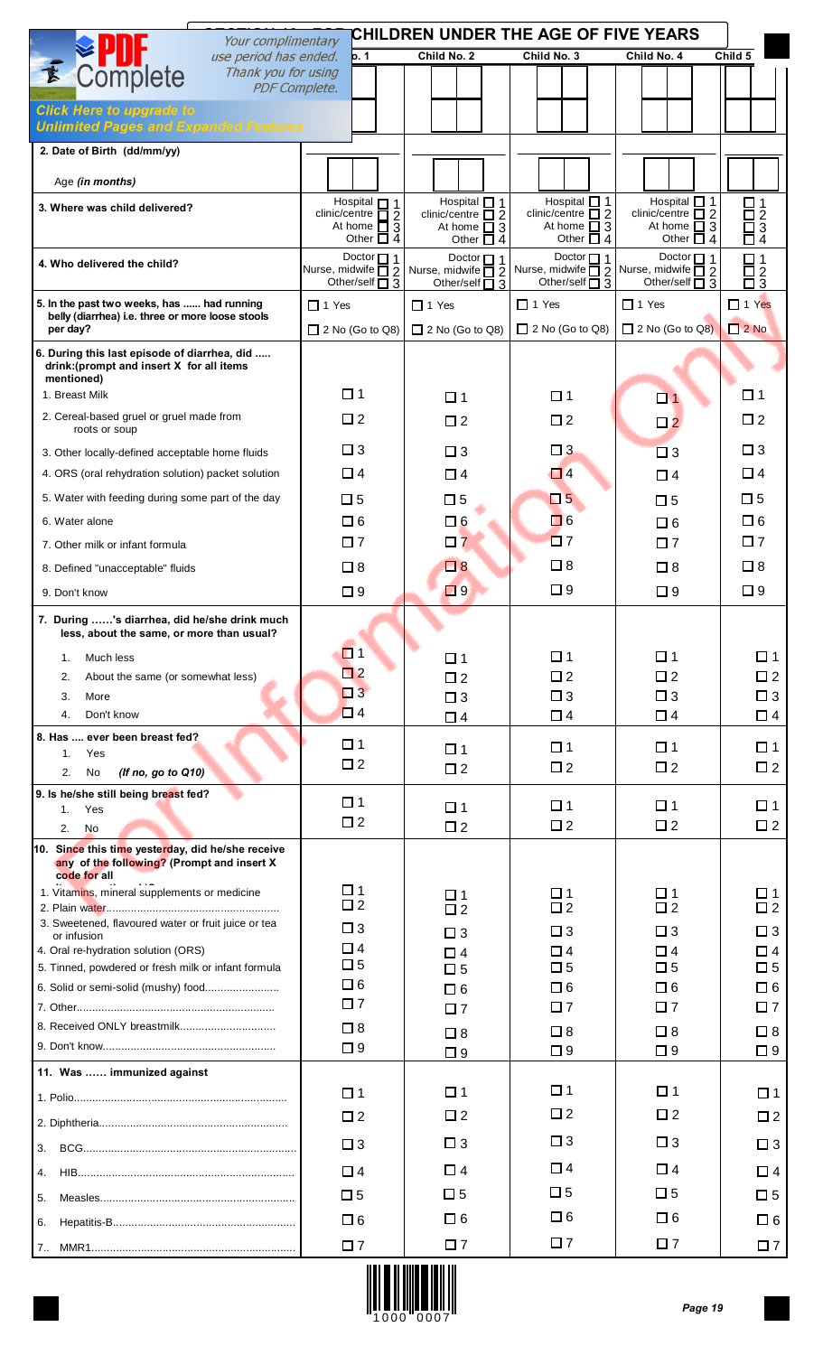## SECTION ... FOR CHILDREN UNDER THE AGE OF FIVE YEARS

| | Child No. 1 | Child No. 2 | Child No. 3 | Child No. 4 | Child 5 |
|---|---|---|---|---|---|
| | | | | | |
| | | | | | |
| **2. Date of Birth (dd/mm/yy)** | | | | | |
| Age *(in months)* | | | | | |
| **3. Where was child delivered?** | Hospital ☐ 1<br>clinic/centre ☐ 2<br>At home ☐ 3<br>Other ☐ 4 | Hospital ☐ 1<br>clinic/centre ☐ 2<br>At home ☐ 3<br>Other ☐ 4 | Hospital ☐ 1<br>clinic/centre ☐ 2<br>At home ☐ 3<br>Other ☐ 4 | Hospital ☐ 1<br>clinic/centre ☐ 2<br>At home ☐ 3<br>Other ☐ 4 | ☐ 1<br>☐ 2<br>☐ 3<br>☐ 4 |
| **4. Who delivered the child?** | Doctor ☐ 1<br>Nurse, midwife ☐ 2<br>Other/self ☐ 3 | Doctor ☐ 1<br>Nurse, midwife ☐ 2<br>Other/self ☐ 3 | Doctor ☐ 1<br>Nurse, midwife ☐ 2<br>Other/self ☐ 3 | Doctor ☐ 1<br>Nurse, midwife ☐ 2<br>Other/self ☐ 3 | ☐ 1<br>☐ 2<br>☐ 3 |
| **5. In the past two weeks, has ...... had running belly (diarrhea) i.e. three or more loose stools per day?** | ☐ 1 Yes<br>☐ 2 No (Go to Q8) | ☐ 1 Yes<br>☐ 2 No (Go to Q8) | ☐ 1 Yes<br>☐ 2 No (Go to Q8) | ☐ 1 Yes<br>☐ 2 No (Go to Q8) | ☐ 1 Yes<br>☐ 2 No |
| **6. During this last episode of diarrhea, did ..... drink:(prompt and insert X for all items mentioned)** | | | | | |
| 1. Breast Milk | ☐ 1 | ☐ 1 | ☐ 1 | ☐ 1 | ☐ 1 |
| 2. Cereal-based gruel or gruel made from roots or soup | ☐ 2 | ☐ 2 | ☐ 2 | ☐ 2 | ☐ 2 |
| 3. Other locally-defined acceptable home fluids | ☐ 3 | ☐ 3 | ☐ 3 | ☐ 3 | ☐ 3 |
| 4. ORS (oral rehydration solution) packet solution | ☐ 4 | ☐ 4 | ☐ 4 | ☐ 4 | ☐ 4 |
| 5. Water with feeding during some part of the day | ☐ 5 | ☐ 5 | ☐ 5 | ☐ 5 | ☐ 5 |
| 6. Water alone | ☐ 6 | ☐ 6 | ☐ 6 | ☐ 6 | ☐ 6 |
| 7. Other milk or infant formula | ☐ 7 | ☐ 7 | ☐ 7 | ☐ 7 | ☐ 7 |
| 8. Defined "unacceptable" fluids | ☐ 8 | ☐ 8 | ☐ 8 | ☐ 8 | ☐ 8 |
| 9. Don't know | ☐ 9 | ☐ 9 | ☐ 9 | ☐ 9 | ☐ 9 |
| **7. During ......'s diarrhea, did he/she drink much less, about the same, or more than usual?** | | | | | |
| 1. Much less | ☐ 1 | ☐ 1 | ☐ 1 | ☐ 1 | ☐ 1 |
| 2. About the same (or somewhat less) | ☐ 2 | ☐ 2 | ☐ 2 | ☐ 2 | ☐ 2 |
| 3. More | ☐ 3 | ☐ 3 | ☐ 3 | ☐ 3 | ☐ 3 |
| 4. Don't know | ☐ 4 | ☐ 4 | ☐ 4 | ☐ 4 | ☐ 4 |
| **8. Has .... ever been breast fed?** | | | | | |
| 1. Yes | ☐ 1 | ☐ 1 | ☐ 1 | ☐ 1 | ☐ 1 |
| 2. No *(If no, go to Q10)* | ☐ 2 | ☐ 2 | ☐ 2 | ☐ 2 | ☐ 2 |
| **9. Is he/she still being breast fed?** | | | | | |
| 1. Yes | ☐ 1 | ☐ 1 | ☐ 1 | ☐ 1 | ☐ 1 |
| 2. No | ☐ 2 | ☐ 2 | ☐ 2 | ☐ 2 | ☐ 2 |
| **10. Since this time yesterday, did he/she receive any of the following? (Prompt and insert X code for all** | | | | | |
| 1. Vitamins, mineral supplements or medicine | ☐ 1 | ☐ 1 | ☐ 1 | ☐ 1 | ☐ 1 |
| 2. Plain water | ☐ 2 | ☐ 2 | ☐ 2 | ☐ 2 | ☐ 2 |
| 3. Sweetened, flavoured water or fruit juice or tea or infusion | ☐ 3 | ☐ 3 | ☐ 3 | ☐ 3 | ☐ 3 |
| 4. Oral re-hydration solution (ORS) | ☐ 4 | ☐ 4 | ☐ 4 | ☐ 4 | ☐ 4 |
| 5. Tinned, powdered or fresh milk or infant formula | ☐ 5 | ☐ 5 | ☐ 5 | ☐ 5 | ☐ 5 |
| 6. Solid or semi-solid (mushy) food | ☐ 6 | ☐ 6 | ☐ 6 | ☐ 6 | ☐ 6 |
| 7. Other | ☐ 7 | ☐ 7 | ☐ 7 | ☐ 7 | ☐ 7 |
| 8. Received ONLY breastmilk | ☐ 8 | ☐ 8 | ☐ 8 | ☐ 8 | ☐ 8 |
| 9. Don't know | ☐ 9 | ☐ 9 | ☐ 9 | ☐ 9 | ☐ 9 |
| **11. Was ...... immunized against** | | | | | |
| 1. Polio | ☐ 1 | ☐ 1 | ☐ 1 | ☐ 1 | ☐ 1 |
| 2. Diphtheria | ☐ 2 | ☐ 2 | ☐ 2 | ☐ 2 | ☐ 2 |
| 3. BCG | ☐ 3 | ☐ 3 | ☐ 3 | ☐ 3 | ☐ 3 |
| 4. HIB | ☐ 4 | ☐ 4 | ☐ 4 | ☐ 4 | ☐ 4 |
| 5. Measles | ☐ 5 | ☐ 5 | ☐ 5 | ☐ 5 | ☐ 5 |
| 6. Hepatitis-B | ☐ 6 | ☐ 6 | ☐ 6 | ☐ 6 | ☐ 6 |
| 7. MMR1 | ☐ 7 | ☐ 7 | ☐ 7 | ☐ 7 | ☐ 7 |

1000 0007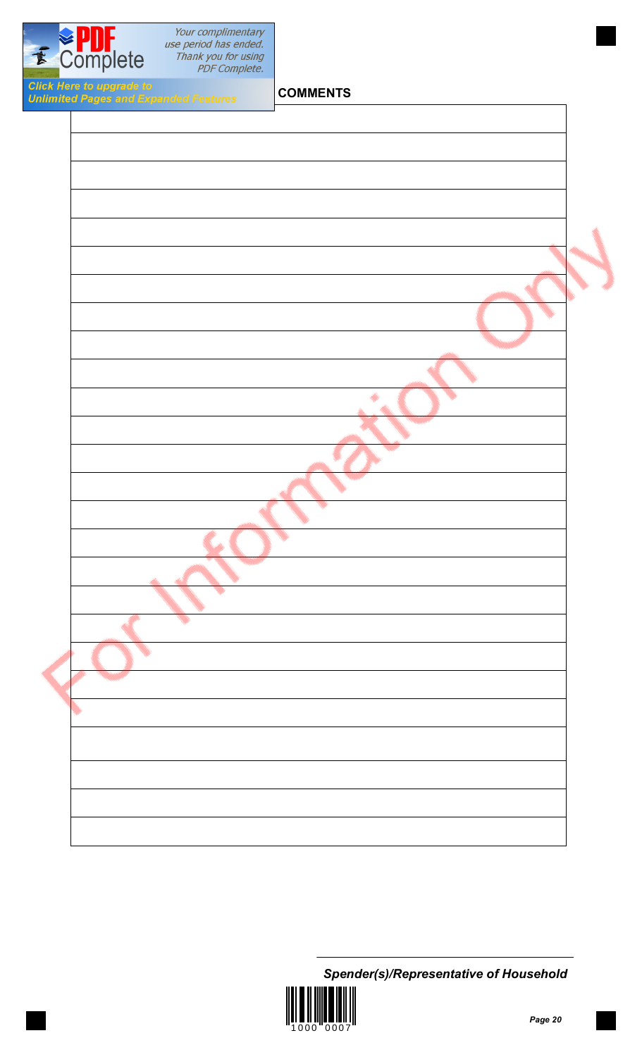**COMMENTS**

| |
|---|
| |
| |
| |
| |
| |
| |
| |
| |
| |
| |
| |
| |
| |
| |
| |
| |
| |
| |
| |
| |
| |
| |
| |
| |
| |

***Spender(s)/Representative of Household***